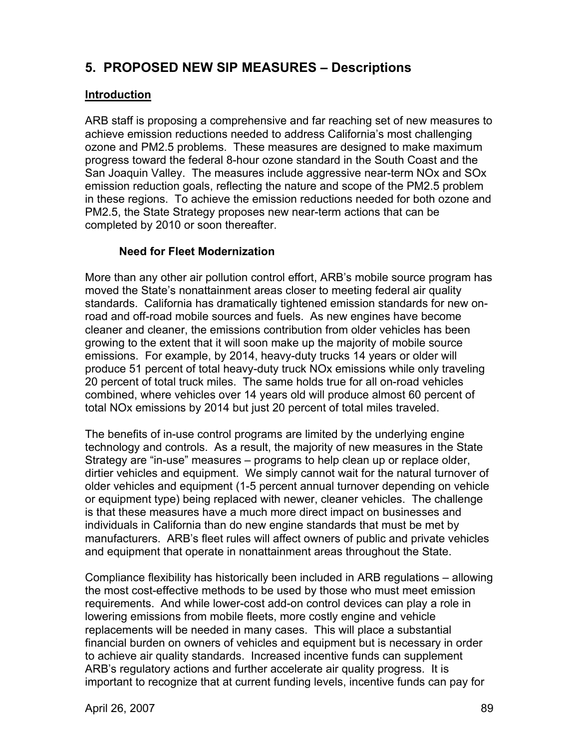## 5. PROPOSED NEW SIP MEASURES – Descriptions

### Introduction

ARB staff is proposing a comprehensive and far reaching set of new measures to achieve emission reductions needed to address California's most challenging ozone and PM2.5 problems. These measures are designed to make maximum progress toward the federal 8-hour ozone standard in the South Coast and the San Joaquin Valley. The measures include aggressive near-term NOx and SOx emission reduction goals, reflecting the nature and scope of the PM2.5 problem in these regions. To achieve the emission reductions needed for both ozone and PM2.5, the State Strategy proposes new near-term actions that can be completed by 2010 or soon thereafter.

#### Need for Fleet Modernization

More than any other air pollution control effort, ARB's mobile source program has moved the State's nonattainment areas closer to meeting federal air quality standards. California has dramatically tightened emission standards for new on-road and off-road mobile sources and fuels. As new engines have become cleaner and cleaner, the emissions contribution from older vehicles has been growing to the extent that it will soon make up the majority of mobile source emissions. For example, by 2014, heavy-duty trucks 14 years or older will produce 51 percent of total heavy-duty truck NOx emissions while only traveling 20 percent of total truck miles. The same holds true for all on-road vehicles combined, where vehicles over 14 years old will produce almost 60 percent of total NOx emissions by 2014 but just 20 percent of total miles traveled.

The benefits of in-use control programs are limited by the underlying engine technology and controls. As a result, the majority of new measures in the State Strategy are "in-use" measures – programs to help clean up or replace older, dirtier vehicles and equipment. We simply cannot wait for the natural turnover of older vehicles and equipment (1-5 percent annual turnover depending on vehicle or equipment type) being replaced with newer, cleaner vehicles. The challenge is that these measures have a much more direct impact on businesses and individuals in California than do new engine standards that must be met by manufacturers. ARB's fleet rules will affect owners of public and private vehicles and equipment that operate in nonattainment areas throughout the State.

Compliance flexibility has historically been included in ARB regulations – allowing the most cost-effective methods to be used by those who must meet emission requirements. And while lower-cost add-on control devices can play a role in lowering emissions from mobile fleets, more costly engine and vehicle replacements will be needed in many cases. This will place a substantial financial burden on owners of vehicles and equipment but is necessary in order to achieve air quality standards. Increased incentive funds can supplement ARB's regulatory actions and further accelerate air quality progress. It is important to recognize that at current funding levels, incentive funds can pay for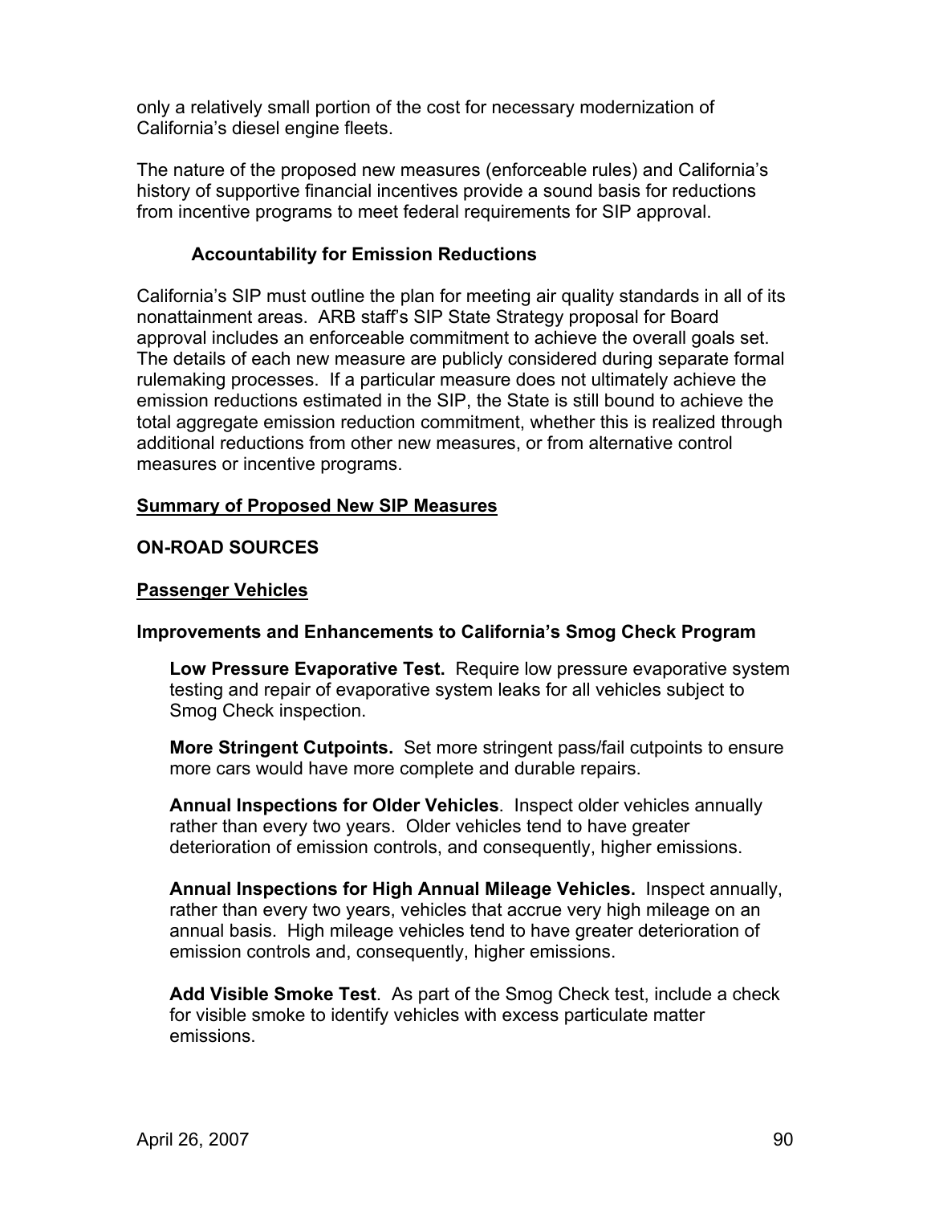only a relatively small portion of the cost for necessary modernization of California's diesel engine fleets.

The nature of the proposed new measures (enforceable rules) and California's history of supportive financial incentives provide a sound basis for reductions from incentive programs to meet federal requirements for SIP approval.

### Accountability for Emission Reductions

California's SIP must outline the plan for meeting air quality standards in all of its nonattainment areas. ARB staff's SIP State Strategy proposal for Board approval includes an enforceable commitment to achieve the overall goals set. The details of each new measure are publicly considered during separate formal rulemaking processes. If a particular measure does not ultimately achieve the emission reductions estimated in the SIP, the State is still bound to achieve the total aggregate emission reduction commitment, whether this is realized through additional reductions from other new measures, or from alternative control measures or incentive programs.

## Summary of Proposed New SIP Measures

### ON-ROAD SOURCES

#### Passenger Vehicles

##### Improvements and Enhancements to California's Smog Check Program

**Low Pressure Evaporative Test.** Require low pressure evaporative system testing and repair of evaporative system leaks for all vehicles subject to Smog Check inspection.

**More Stringent Cutpoints.** Set more stringent pass/fail cutpoints to ensure more cars would have more complete and durable repairs.

**Annual Inspections for Older Vehicles**. Inspect older vehicles annually rather than every two years. Older vehicles tend to have greater deterioration of emission controls, and consequently, higher emissions.

**Annual Inspections for High Annual Mileage Vehicles.** Inspect annually, rather than every two years, vehicles that accrue very high mileage on an annual basis. High mileage vehicles tend to have greater deterioration of emission controls and, consequently, higher emissions.

**Add Visible Smoke Test**. As part of the Smog Check test, include a check for visible smoke to identify vehicles with excess particulate matter emissions.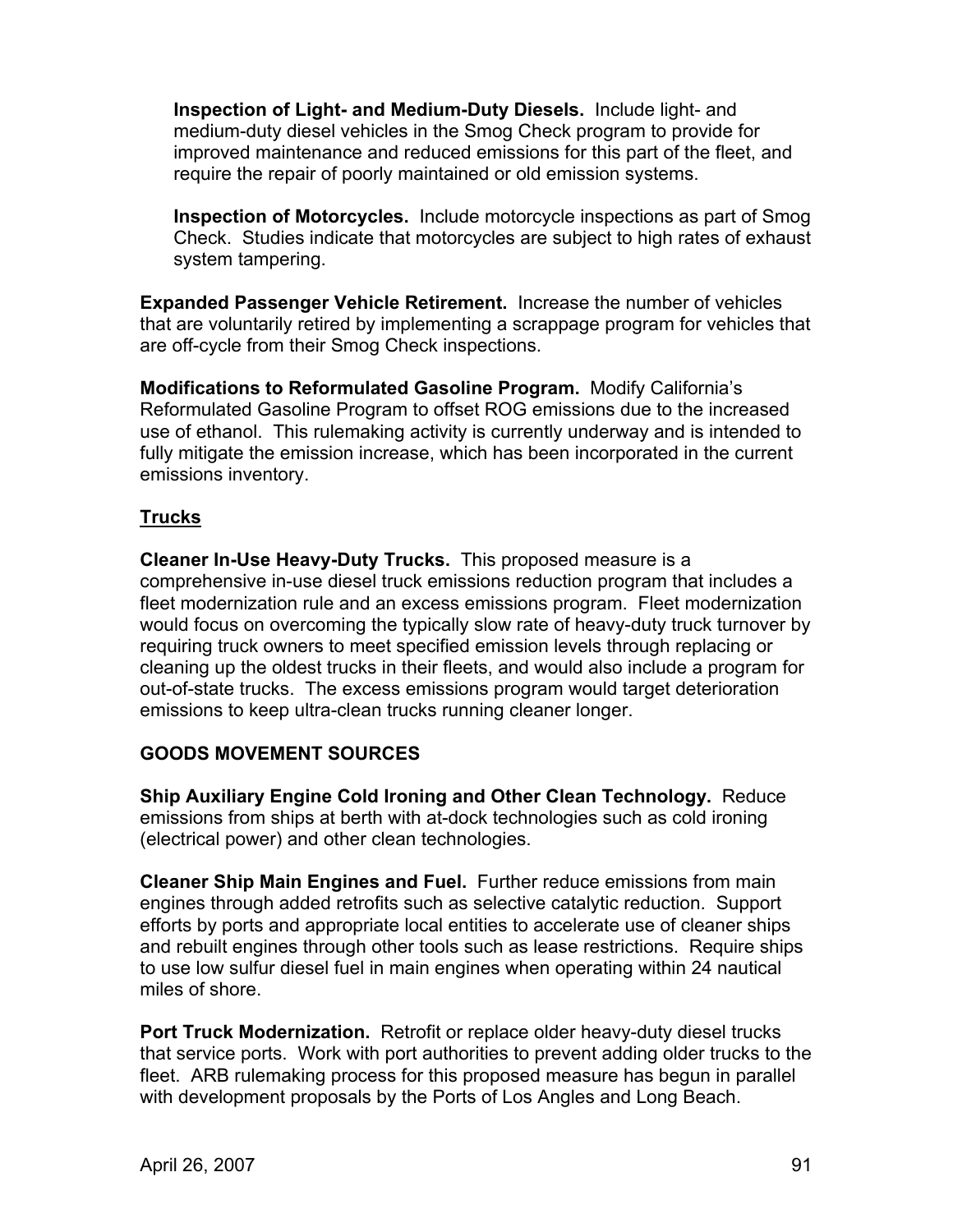**Inspection of Light- and Medium-Duty Diesels.** Include light- and medium-duty diesel vehicles in the Smog Check program to provide for improved maintenance and reduced emissions for this part of the fleet, and require the repair of poorly maintained or old emission systems.

**Inspection of Motorcycles.** Include motorcycle inspections as part of Smog Check. Studies indicate that motorcycles are subject to high rates of exhaust system tampering.

**Expanded Passenger Vehicle Retirement.** Increase the number of vehicles that are voluntarily retired by implementing a scrappage program for vehicles that are off-cycle from their Smog Check inspections.

**Modifications to Reformulated Gasoline Program.** Modify California's Reformulated Gasoline Program to offset ROG emissions due to the increased use of ethanol. This rulemaking activity is currently underway and is intended to fully mitigate the emission increase, which has been incorporated in the current emissions inventory.

### Trucks

**Cleaner In-Use Heavy-Duty Trucks.** This proposed measure is a comprehensive in-use diesel truck emissions reduction program that includes a fleet modernization rule and an excess emissions program. Fleet modernization would focus on overcoming the typically slow rate of heavy-duty truck turnover by requiring truck owners to meet specified emission levels through replacing or cleaning up the oldest trucks in their fleets, and would also include a program for out-of-state trucks. The excess emissions program would target deterioration emissions to keep ultra-clean trucks running cleaner longer.

## GOODS MOVEMENT SOURCES

**Ship Auxiliary Engine Cold Ironing and Other Clean Technology.** Reduce emissions from ships at berth with at-dock technologies such as cold ironing (electrical power) and other clean technologies.

**Cleaner Ship Main Engines and Fuel.** Further reduce emissions from main engines through added retrofits such as selective catalytic reduction. Support efforts by ports and appropriate local entities to accelerate use of cleaner ships and rebuilt engines through other tools such as lease restrictions. Require ships to use low sulfur diesel fuel in main engines when operating within 24 nautical miles of shore.

**Port Truck Modernization.** Retrofit or replace older heavy-duty diesel trucks that service ports. Work with port authorities to prevent adding older trucks to the fleet. ARB rulemaking process for this proposed measure has begun in parallel with development proposals by the Ports of Los Angles and Long Beach.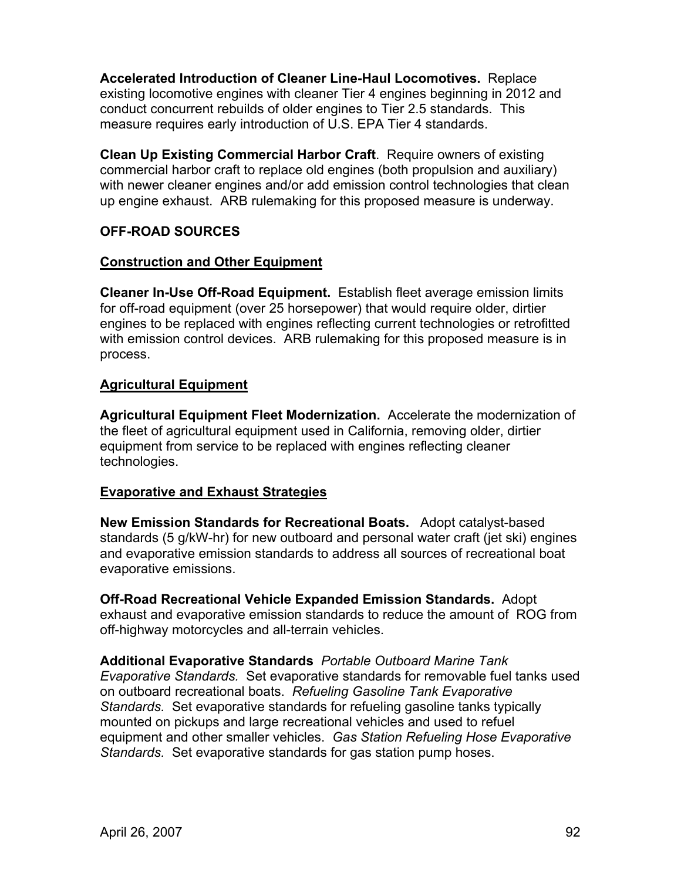**Accelerated Introduction of Cleaner Line-Haul Locomotives.** Replace existing locomotive engines with cleaner Tier 4 engines beginning in 2012 and conduct concurrent rebuilds of older engines to Tier 2.5 standards. This measure requires early introduction of U.S. EPA Tier 4 standards.

**Clean Up Existing Commercial Harbor Craft**. Require owners of existing commercial harbor craft to replace old engines (both propulsion and auxiliary) with newer cleaner engines and/or add emission control technologies that clean up engine exhaust. ARB rulemaking for this proposed measure is underway.

## OFF-ROAD SOURCES

### Construction and Other Equipment

**Cleaner In-Use Off-Road Equipment.** Establish fleet average emission limits for off-road equipment (over 25 horsepower) that would require older, dirtier engines to be replaced with engines reflecting current technologies or retrofitted with emission control devices. ARB rulemaking for this proposed measure is in process.

### Agricultural Equipment

**Agricultural Equipment Fleet Modernization.** Accelerate the modernization of the fleet of agricultural equipment used in California, removing older, dirtier equipment from service to be replaced with engines reflecting cleaner technologies.

### Evaporative and Exhaust Strategies

**New Emission Standards for Recreational Boats.** Adopt catalyst-based standards (5 g/kW-hr) for new outboard and personal water craft (jet ski) engines and evaporative emission standards to address all sources of recreational boat evaporative emissions.

**Off-Road Recreational Vehicle Expanded Emission Standards.** Adopt exhaust and evaporative emission standards to reduce the amount of ROG from off-highway motorcycles and all-terrain vehicles.

**Additional Evaporative Standards** *Portable Outboard Marine Tank Evaporative Standards.* Set evaporative standards for removable fuel tanks used on outboard recreational boats. *Refueling Gasoline Tank Evaporative Standards.* Set evaporative standards for refueling gasoline tanks typically mounted on pickups and large recreational vehicles and used to refuel equipment and other smaller vehicles. *Gas Station Refueling Hose Evaporative Standards.* Set evaporative standards for gas station pump hoses.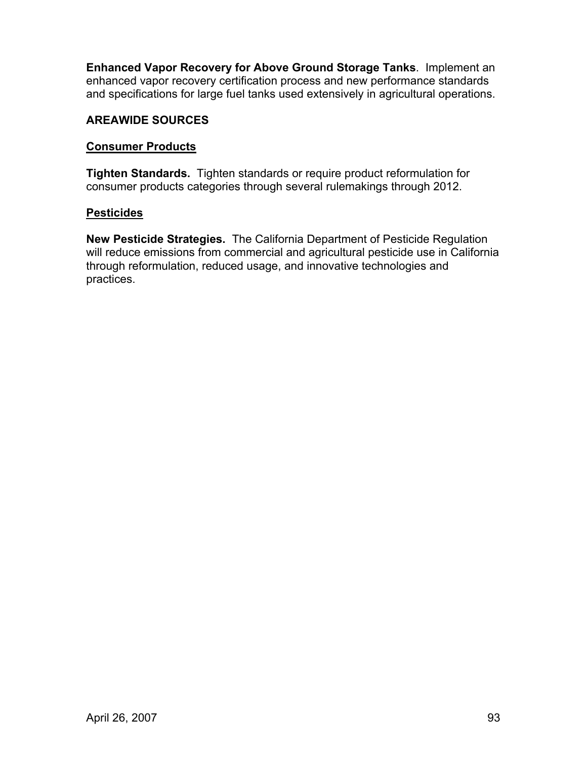**Enhanced Vapor Recovery for Above Ground Storage Tanks**. Implement an enhanced vapor recovery certification process and new performance standards and specifications for large fuel tanks used extensively in agricultural operations.

## AREAWIDE SOURCES

### Consumer Products

**Tighten Standards.** Tighten standards or require product reformulation for consumer products categories through several rulemakings through 2012.

### Pesticides

**New Pesticide Strategies.** The California Department of Pesticide Regulation will reduce emissions from commercial and agricultural pesticide use in California through reformulation, reduced usage, and innovative technologies and practices.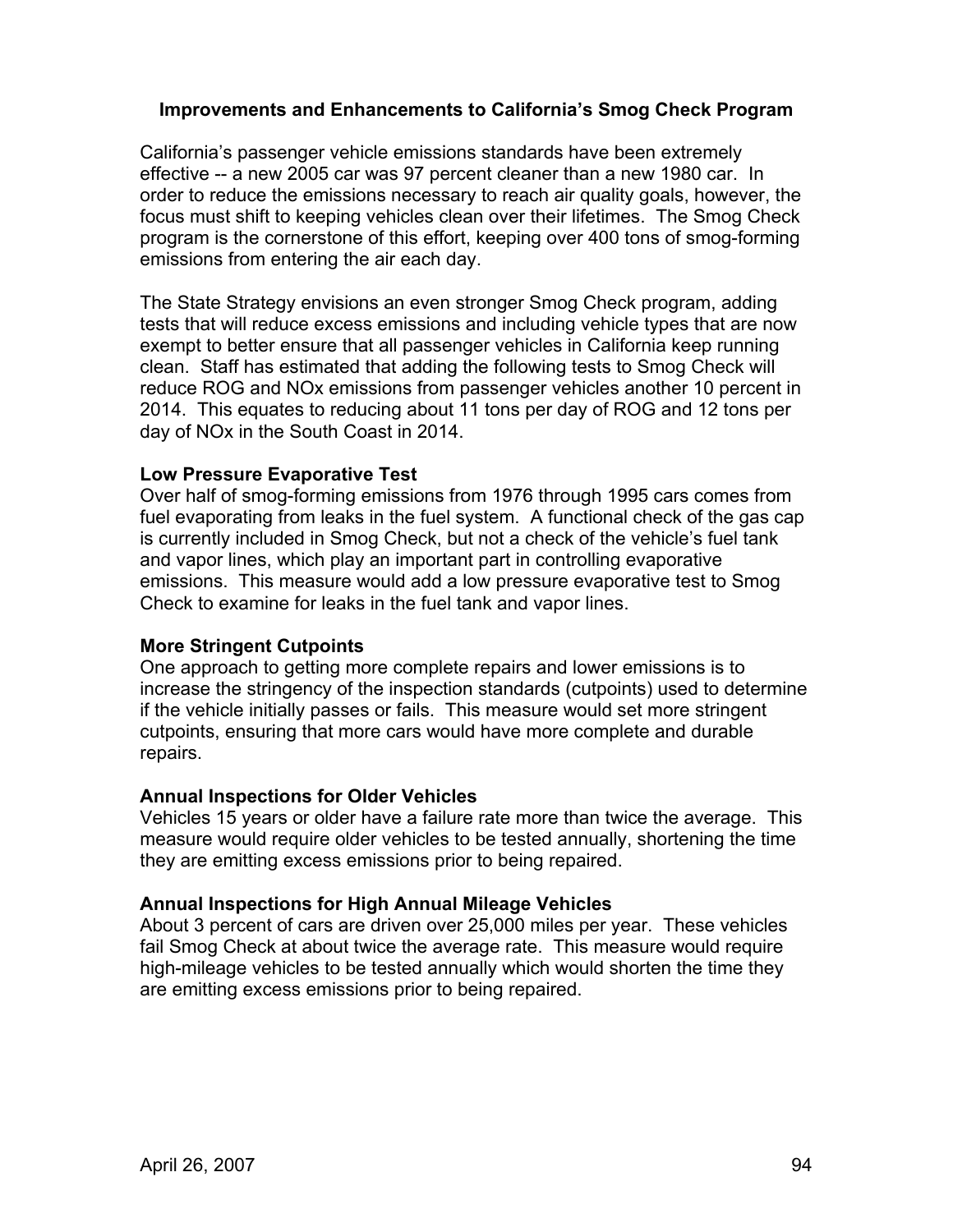## Improvements and Enhancements to California's Smog Check Program

California's passenger vehicle emissions standards have been extremely effective -- a new 2005 car was 97 percent cleaner than a new 1980 car. In order to reduce the emissions necessary to reach air quality goals, however, the focus must shift to keeping vehicles clean over their lifetimes. The Smog Check program is the cornerstone of this effort, keeping over 400 tons of smog-forming emissions from entering the air each day.

The State Strategy envisions an even stronger Smog Check program, adding tests that will reduce excess emissions and including vehicle types that are now exempt to better ensure that all passenger vehicles in California keep running clean. Staff has estimated that adding the following tests to Smog Check will reduce ROG and NOx emissions from passenger vehicles another 10 percent in 2014. This equates to reducing about 11 tons per day of ROG and 12 tons per day of NOx in the South Coast in 2014.

### Low Pressure Evaporative Test

Over half of smog-forming emissions from 1976 through 1995 cars comes from fuel evaporating from leaks in the fuel system. A functional check of the gas cap is currently included in Smog Check, but not a check of the vehicle's fuel tank and vapor lines, which play an important part in controlling evaporative emissions. This measure would add a low pressure evaporative test to Smog Check to examine for leaks in the fuel tank and vapor lines.

### More Stringent Cutpoints

One approach to getting more complete repairs and lower emissions is to increase the stringency of the inspection standards (cutpoints) used to determine if the vehicle initially passes or fails. This measure would set more stringent cutpoints, ensuring that more cars would have more complete and durable repairs.

### Annual Inspections for Older Vehicles

Vehicles 15 years or older have a failure rate more than twice the average. This measure would require older vehicles to be tested annually, shortening the time they are emitting excess emissions prior to being repaired.

### Annual Inspections for High Annual Mileage Vehicles

About 3 percent of cars are driven over 25,000 miles per year. These vehicles fail Smog Check at about twice the average rate. This measure would require high-mileage vehicles to be tested annually which would shorten the time they are emitting excess emissions prior to being repaired.

April 26, 2007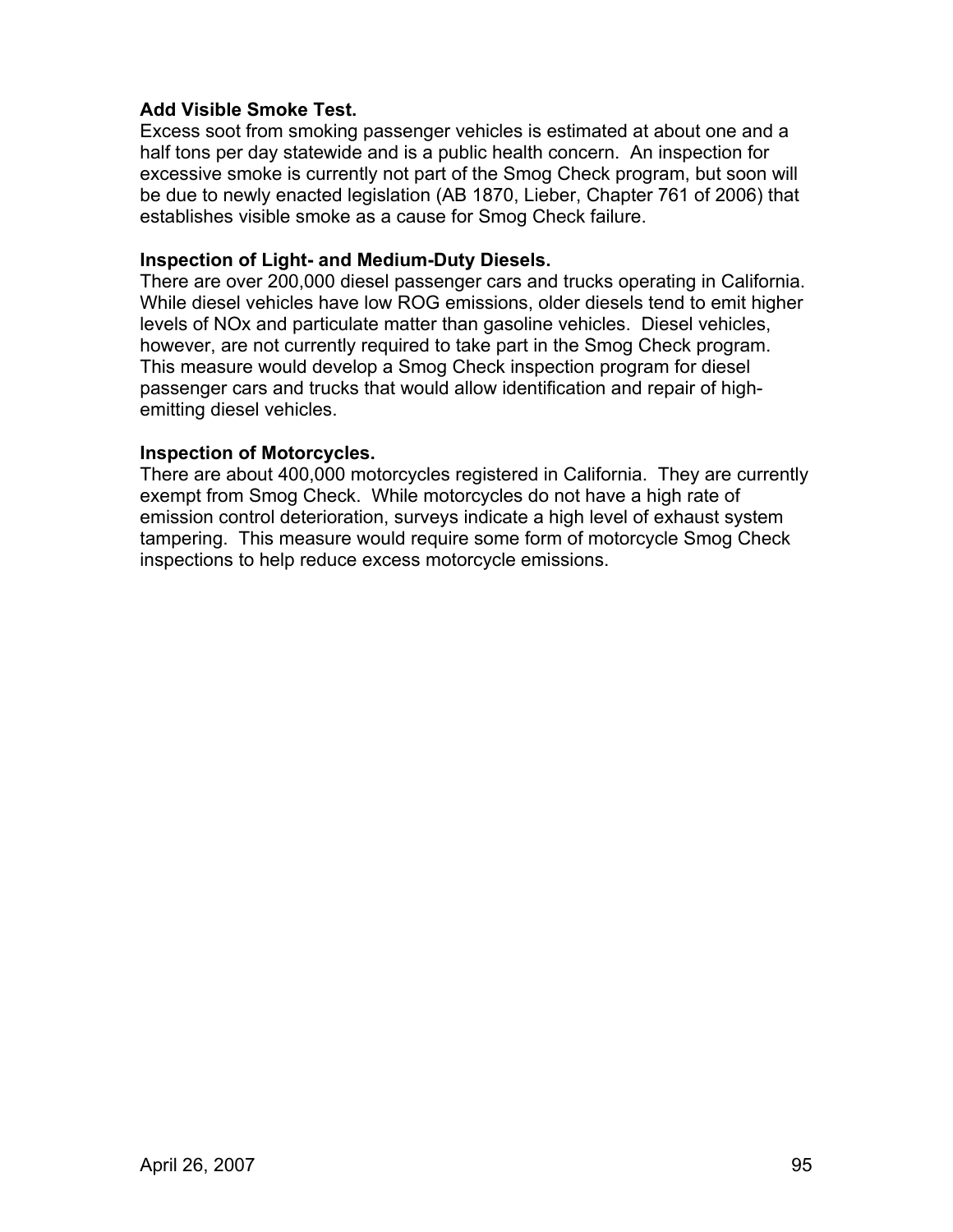**Add Visible Smoke Test.**
Excess soot from smoking passenger vehicles is estimated at about one and a half tons per day statewide and is a public health concern. An inspection for excessive smoke is currently not part of the Smog Check program, but soon will be due to newly enacted legislation (AB 1870, Lieber, Chapter 761 of 2006) that establishes visible smoke as a cause for Smog Check failure.

**Inspection of Light- and Medium-Duty Diesels.**
There are over 200,000 diesel passenger cars and trucks operating in California. While diesel vehicles have low ROG emissions, older diesels tend to emit higher levels of NOx and particulate matter than gasoline vehicles. Diesel vehicles, however, are not currently required to take part in the Smog Check program. This measure would develop a Smog Check inspection program for diesel passenger cars and trucks that would allow identification and repair of high-emitting diesel vehicles.

**Inspection of Motorcycles.**
There are about 400,000 motorcycles registered in California. They are currently exempt from Smog Check. While motorcycles do not have a high rate of emission control deterioration, surveys indicate a high level of exhaust system tampering. This measure would require some form of motorcycle Smog Check inspections to help reduce excess motorcycle emissions.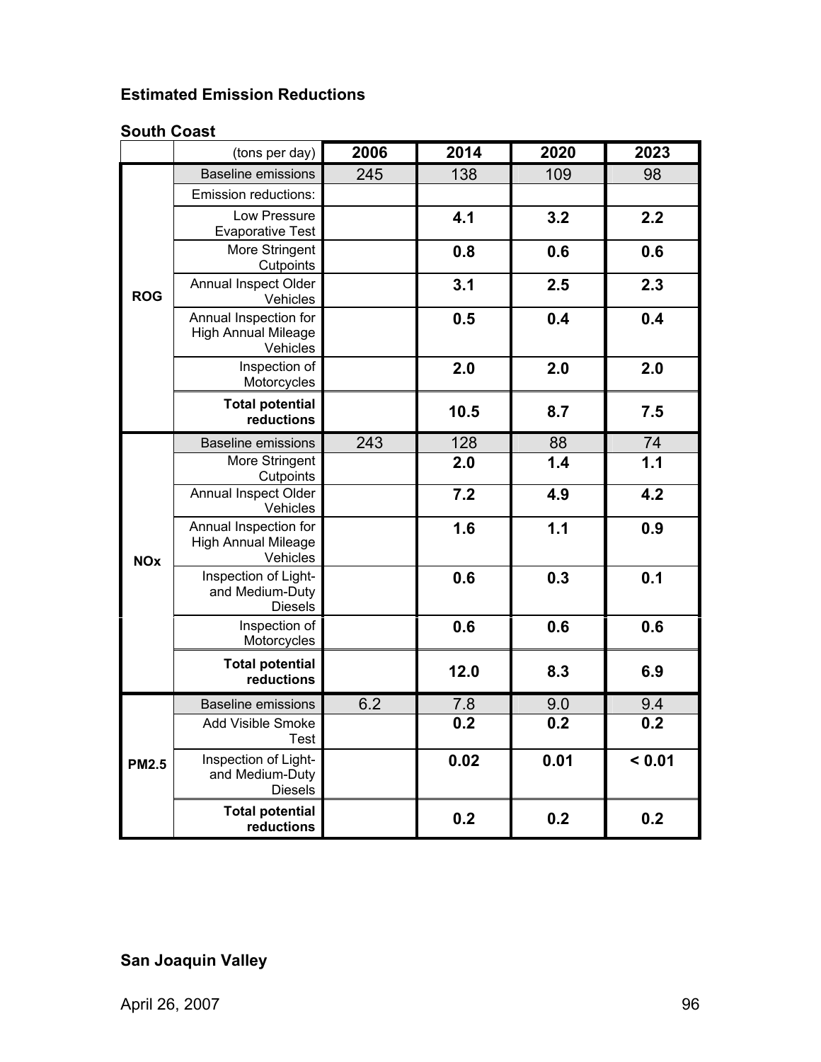### Estimated Emission Reductions

#### South Coast

| | (tons per day) | 2006 | 2014 | 2020 | 2023 |
|---|---|---|---|---|---|
| ROG | Baseline emissions | 245 | 138 | 109 | 98 |
| | Emission reductions: | | | | |
| | Low Pressure Evaporative Test | | **4.1** | **3.2** | **2.2** |
| | More Stringent Cutpoints | | **0.8** | **0.6** | **0.6** |
| | Annual Inspect Older Vehicles | | **3.1** | **2.5** | **2.3** |
| | Annual Inspection for High Annual Mileage Vehicles | | **0.5** | **0.4** | **0.4** |
| | Inspection of Motorcycles | | **2.0** | **2.0** | **2.0** |
| | **Total potential reductions** | | **10.5** | **8.7** | **7.5** |
| NOx | Baseline emissions | 243 | 128 | 88 | 74 |
| | More Stringent Cutpoints | | **2.0** | **1.4** | **1.1** |
| | Annual Inspect Older Vehicles | | **7.2** | **4.9** | **4.2** |
| | Annual Inspection for High Annual Mileage Vehicles | | **1.6** | **1.1** | **0.9** |
| | Inspection of Light- and Medium-Duty Diesels | | **0.6** | **0.3** | **0.1** |
| | Inspection of Motorcycles | | **0.6** | **0.6** | **0.6** |
| | **Total potential reductions** | | **12.0** | **8.3** | **6.9** |
| PM2.5 | Baseline emissions | 6.2 | 7.8 | 9.0 | 9.4 |
| | Add Visible Smoke Test | | **0.2** | **0.2** | **0.2** |
| | Inspection of Light- and Medium-Duty Diesels | | **0.02** | **0.01** | **< 0.01** |
| | **Total potential reductions** | | **0.2** | **0.2** | **0.2** |

#### San Joaquin Valley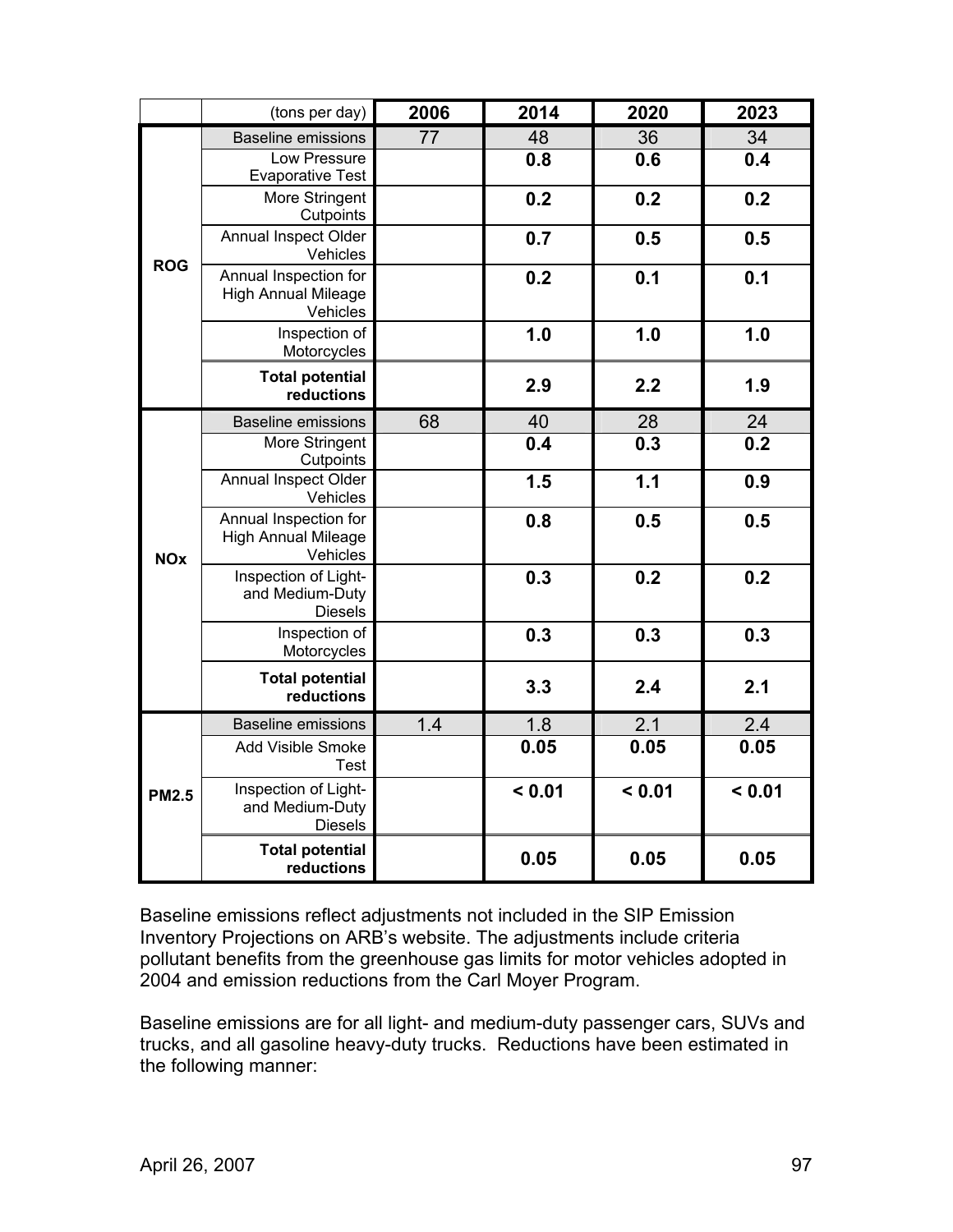| | (tons per day) | 2006 | 2014 | 2020 | 2023 |
|---|---|---|---|---|---|
| ROG | Baseline emissions | 77 | 48 | 36 | 34 |
| | Low Pressure Evaporative Test | | **0.8** | **0.6** | **0.4** |
| | More Stringent Cutpoints | | **0.2** | **0.2** | **0.2** |
| | Annual Inspect Older Vehicles | | **0.7** | **0.5** | **0.5** |
| | Annual Inspection for High Annual Mileage Vehicles | | **0.2** | **0.1** | **0.1** |
| | Inspection of Motorcycles | | **1.0** | **1.0** | **1.0** |
| | **Total potential reductions** | | **2.9** | **2.2** | **1.9** |
| NOx | Baseline emissions | 68 | 40 | 28 | 24 |
| | More Stringent Cutpoints | | **0.4** | **0.3** | **0.2** |
| | Annual Inspect Older Vehicles | | **1.5** | **1.1** | **0.9** |
| | Annual Inspection for High Annual Mileage Vehicles | | **0.8** | **0.5** | **0.5** |
| | Inspection of Light- and Medium-Duty Diesels | | **0.3** | **0.2** | **0.2** |
| | Inspection of Motorcycles | | **0.3** | **0.3** | **0.3** |
| | **Total potential reductions** | | **3.3** | **2.4** | **2.1** |
| PM2.5 | Baseline emissions | 1.4 | 1.8 | 2.1 | 2.4 |
| | Add Visible Smoke Test | | **0.05** | **0.05** | **0.05** |
| | Inspection of Light- and Medium-Duty Diesels | | **< 0.01** | **< 0.01** | **< 0.01** |
| | **Total potential reductions** | | **0.05** | **0.05** | **0.05** |

Baseline emissions reflect adjustments not included in the SIP Emission Inventory Projections on ARB's website. The adjustments include criteria pollutant benefits from the greenhouse gas limits for motor vehicles adopted in 2004 and emission reductions from the Carl Moyer Program.

Baseline emissions are for all light- and medium-duty passenger cars, SUVs and trucks, and all gasoline heavy-duty trucks. Reductions have been estimated in the following manner: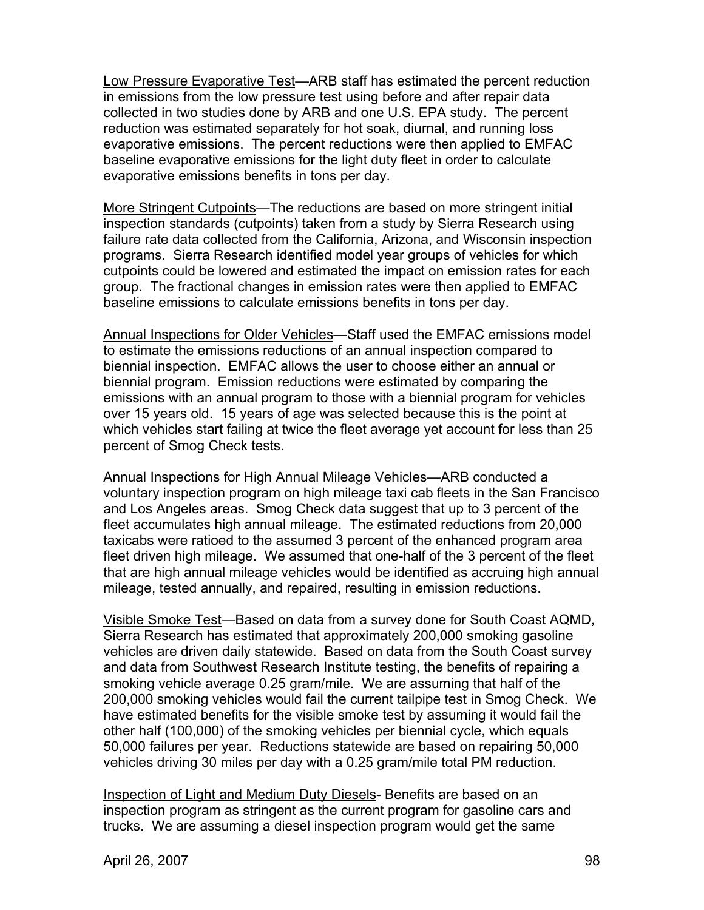Low Pressure Evaporative Test—ARB staff has estimated the percent reduction in emissions from the low pressure test using before and after repair data collected in two studies done by ARB and one U.S. EPA study. The percent reduction was estimated separately for hot soak, diurnal, and running loss evaporative emissions. The percent reductions were then applied to EMFAC baseline evaporative emissions for the light duty fleet in order to calculate evaporative emissions benefits in tons per day.

More Stringent Cutpoints—The reductions are based on more stringent initial inspection standards (cutpoints) taken from a study by Sierra Research using failure rate data collected from the California, Arizona, and Wisconsin inspection programs. Sierra Research identified model year groups of vehicles for which cutpoints could be lowered and estimated the impact on emission rates for each group. The fractional changes in emission rates were then applied to EMFAC baseline emissions to calculate emissions benefits in tons per day.

Annual Inspections for Older Vehicles—Staff used the EMFAC emissions model to estimate the emissions reductions of an annual inspection compared to biennial inspection. EMFAC allows the user to choose either an annual or biennial program. Emission reductions were estimated by comparing the emissions with an annual program to those with a biennial program for vehicles over 15 years old. 15 years of age was selected because this is the point at which vehicles start failing at twice the fleet average yet account for less than 25 percent of Smog Check tests.

Annual Inspections for High Annual Mileage Vehicles—ARB conducted a voluntary inspection program on high mileage taxi cab fleets in the San Francisco and Los Angeles areas. Smog Check data suggest that up to 3 percent of the fleet accumulates high annual mileage. The estimated reductions from 20,000 taxicabs were ratioed to the assumed 3 percent of the enhanced program area fleet driven high mileage. We assumed that one-half of the 3 percent of the fleet that are high annual mileage vehicles would be identified as accruing high annual mileage, tested annually, and repaired, resulting in emission reductions.

Visible Smoke Test—Based on data from a survey done for South Coast AQMD, Sierra Research has estimated that approximately 200,000 smoking gasoline vehicles are driven daily statewide. Based on data from the South Coast survey and data from Southwest Research Institute testing, the benefits of repairing a smoking vehicle average 0.25 gram/mile. We are assuming that half of the 200,000 smoking vehicles would fail the current tailpipe test in Smog Check. We have estimated benefits for the visible smoke test by assuming it would fail the other half (100,000) of the smoking vehicles per biennial cycle, which equals 50,000 failures per year. Reductions statewide are based on repairing 50,000 vehicles driving 30 miles per day with a 0.25 gram/mile total PM reduction.

Inspection of Light and Medium Duty Diesels- Benefits are based on an inspection program as stringent as the current program for gasoline cars and trucks. We are assuming a diesel inspection program would get the same

April 26, 2007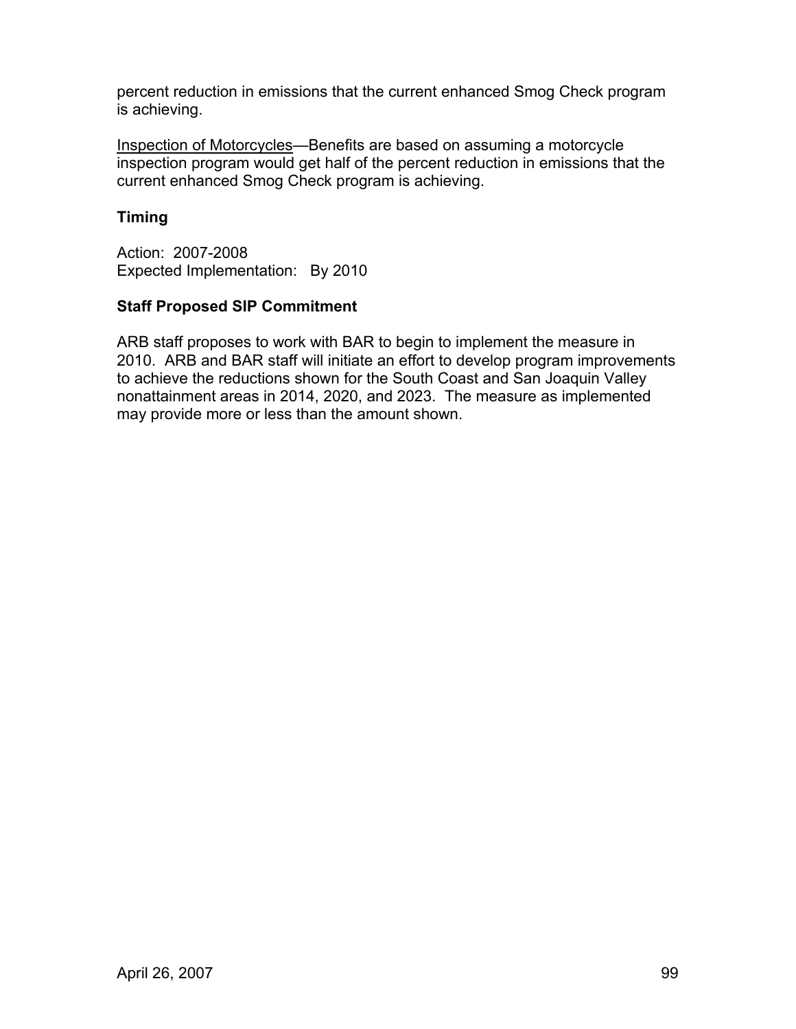percent reduction in emissions that the current enhanced Smog Check program is achieving.

Inspection of Motorcycles—Benefits are based on assuming a motorcycle inspection program would get half of the percent reduction in emissions that the current enhanced Smog Check program is achieving.

### Timing

Action: 2007-2008
Expected Implementation: By 2010

### Staff Proposed SIP Commitment

ARB staff proposes to work with BAR to begin to implement the measure in 2010. ARB and BAR staff will initiate an effort to develop program improvements to achieve the reductions shown for the South Coast and San Joaquin Valley nonattainment areas in 2014, 2020, and 2023. The measure as implemented may provide more or less than the amount shown.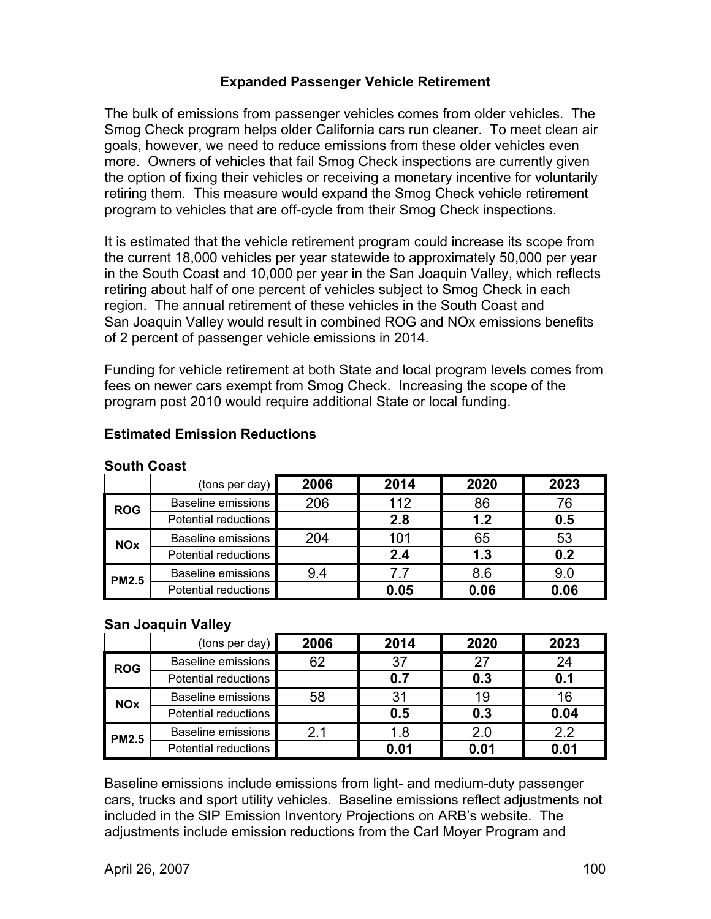### Expanded Passenger Vehicle Retirement

The bulk of emissions from passenger vehicles comes from older vehicles. The Smog Check program helps older California cars run cleaner. To meet clean air goals, however, we need to reduce emissions from these older vehicles even more. Owners of vehicles that fail Smog Check inspections are currently given the option of fixing their vehicles or receiving a monetary incentive for voluntarily retiring them. This measure would expand the Smog Check vehicle retirement program to vehicles that are off-cycle from their Smog Check inspections.

It is estimated that the vehicle retirement program could increase its scope from the current 18,000 vehicles per year statewide to approximately 50,000 per year in the South Coast and 10,000 per year in the San Joaquin Valley, which reflects retiring about half of one percent of vehicles subject to Smog Check in each region. The annual retirement of these vehicles in the South Coast and San Joaquin Valley would result in combined ROG and NOx emissions benefits of 2 percent of passenger vehicle emissions in 2014.

Funding for vehicle retirement at both State and local program levels comes from fees on newer cars exempt from Smog Check. Increasing the scope of the program post 2010 would require additional State or local funding.

**Estimated Emission Reductions**

**South Coast**

| | (tons per day) | 2006 | 2014 | 2020 | 2023 |
|---|---|---|---|---|---|
| ROG | Baseline emissions | 206 | 112 | 86 | 76 |
| | Potential reductions | | **2.8** | **1.2** | **0.5** |
| NOx | Baseline emissions | 204 | 101 | 65 | 53 |
| | Potential reductions | | **2.4** | **1.3** | **0.2** |
| PM2.5 | Baseline emissions | 9.4 | 7.7 | 8.6 | 9.0 |
| | Potential reductions | | **0.05** | **0.06** | **0.06** |

**San Joaquin Valley**

| | (tons per day) | 2006 | 2014 | 2020 | 2023 |
|---|---|---|---|---|---|
| ROG | Baseline emissions | 62 | 37 | 27 | 24 |
| | Potential reductions | | **0.7** | **0.3** | **0.1** |
| NOx | Baseline emissions | 58 | 31 | 19 | 16 |
| | Potential reductions | | **0.5** | **0.3** | **0.04** |
| PM2.5 | Baseline emissions | 2.1 | 1.8 | 2.0 | 2.2 |
| | Potential reductions | | **0.01** | **0.01** | **0.01** |

Baseline emissions include emissions from light- and medium-duty passenger cars, trucks and sport utility vehicles. Baseline emissions reflect adjustments not included in the SIP Emission Inventory Projections on ARB's website. The adjustments include emission reductions from the Carl Moyer Program and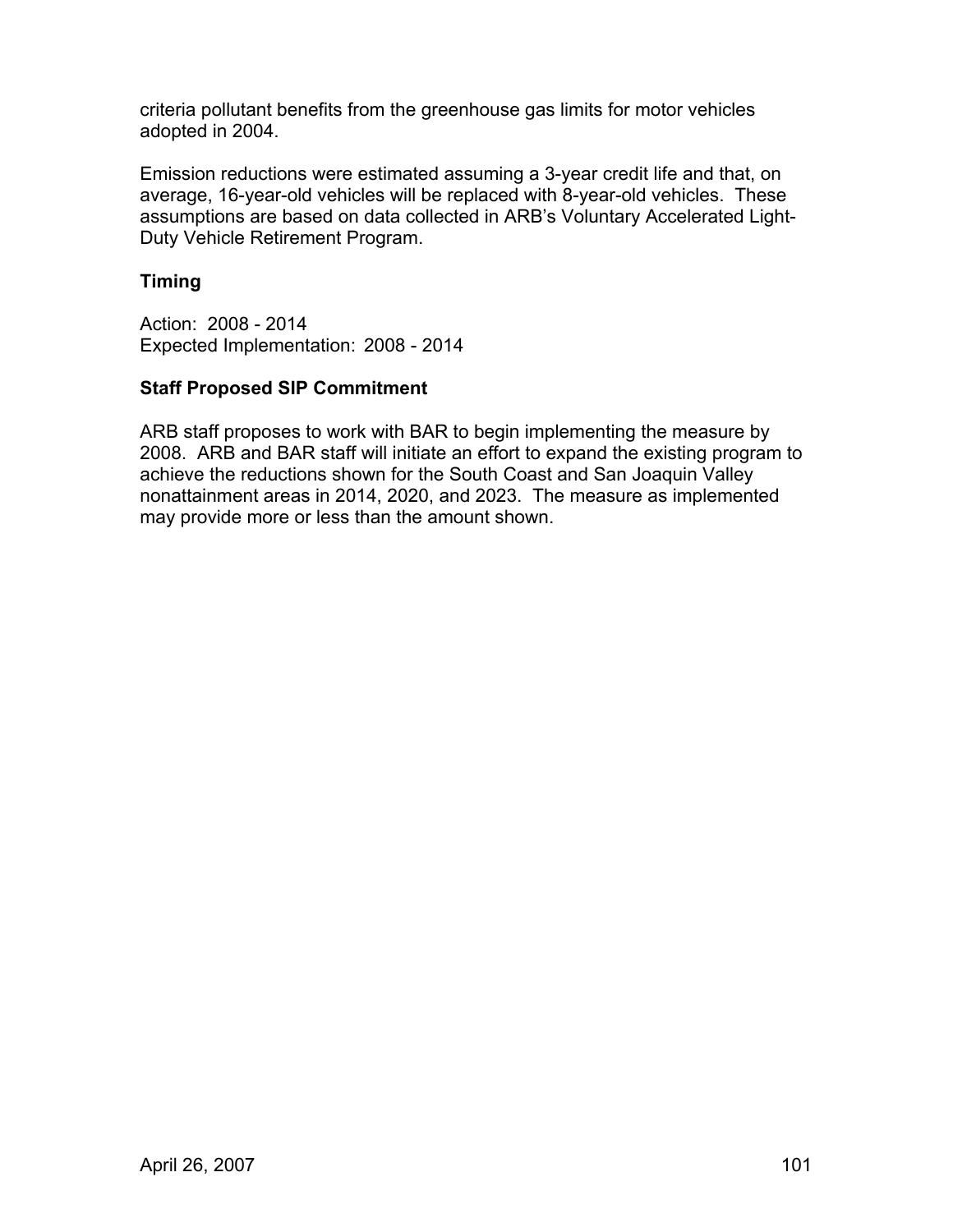criteria pollutant benefits from the greenhouse gas limits for motor vehicles adopted in 2004.

Emission reductions were estimated assuming a 3-year credit life and that, on average, 16-year-old vehicles will be replaced with 8-year-old vehicles. These assumptions are based on data collected in ARB's Voluntary Accelerated Light-Duty Vehicle Retirement Program.

### Timing

Action: 2008 - 2014
Expected Implementation: 2008 - 2014

### Staff Proposed SIP Commitment

ARB staff proposes to work with BAR to begin implementing the measure by 2008. ARB and BAR staff will initiate an effort to expand the existing program to achieve the reductions shown for the South Coast and San Joaquin Valley nonattainment areas in 2014, 2020, and 2023. The measure as implemented may provide more or less than the amount shown.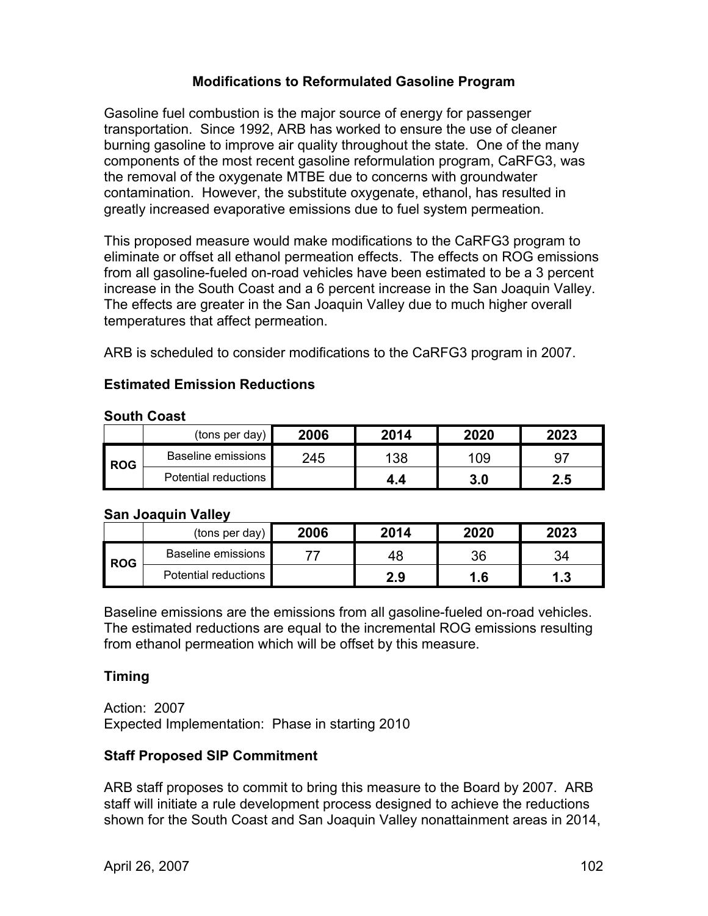## Modifications to Reformulated Gasoline Program

Gasoline fuel combustion is the major source of energy for passenger transportation. Since 1992, ARB has worked to ensure the use of cleaner burning gasoline to improve air quality throughout the state. One of the many components of the most recent gasoline reformulation program, CaRFG3, was the removal of the oxygenate MTBE due to concerns with groundwater contamination. However, the substitute oxygenate, ethanol, has resulted in greatly increased evaporative emissions due to fuel system permeation.

This proposed measure would make modifications to the CaRFG3 program to eliminate or offset all ethanol permeation effects. The effects on ROG emissions from all gasoline-fueled on-road vehicles have been estimated to be a 3 percent increase in the South Coast and a 6 percent increase in the San Joaquin Valley. The effects are greater in the San Joaquin Valley due to much higher overall temperatures that affect permeation.

ARB is scheduled to consider modifications to the CaRFG3 program in 2007.

### Estimated Emission Reductions

**South Coast**

| | (tons per day) | 2006 | 2014 | 2020 | 2023 |
|---|---|---|---|---|---|
| ROG | Baseline emissions | 245 | 138 | 109 | 97 |
| | Potential reductions | | **4.4** | **3.0** | **2.5** |

**San Joaquin Valley**

| | (tons per day) | 2006 | 2014 | 2020 | 2023 |
|---|---|---|---|---|---|
| ROG | Baseline emissions | 77 | 48 | 36 | 34 |
| | Potential reductions | | **2.9** | **1.6** | **1.3** |

Baseline emissions are the emissions from all gasoline-fueled on-road vehicles. The estimated reductions are equal to the incremental ROG emissions resulting from ethanol permeation which will be offset by this measure.

### Timing

Action: 2007
Expected Implementation: Phase in starting 2010

### Staff Proposed SIP Commitment

ARB staff proposes to commit to bring this measure to the Board by 2007. ARB staff will initiate a rule development process designed to achieve the reductions shown for the South Coast and San Joaquin Valley nonattainment areas in 2014,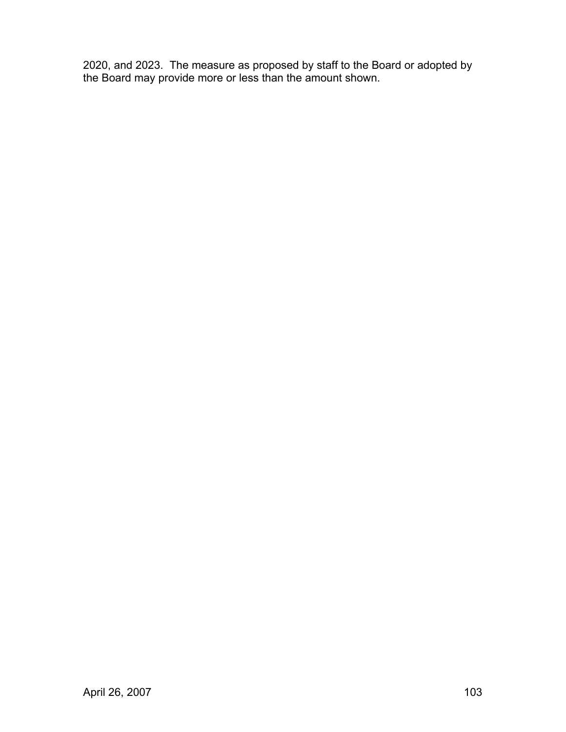2020, and 2023. The measure as proposed by staff to the Board or adopted by the Board may provide more or less than the amount shown.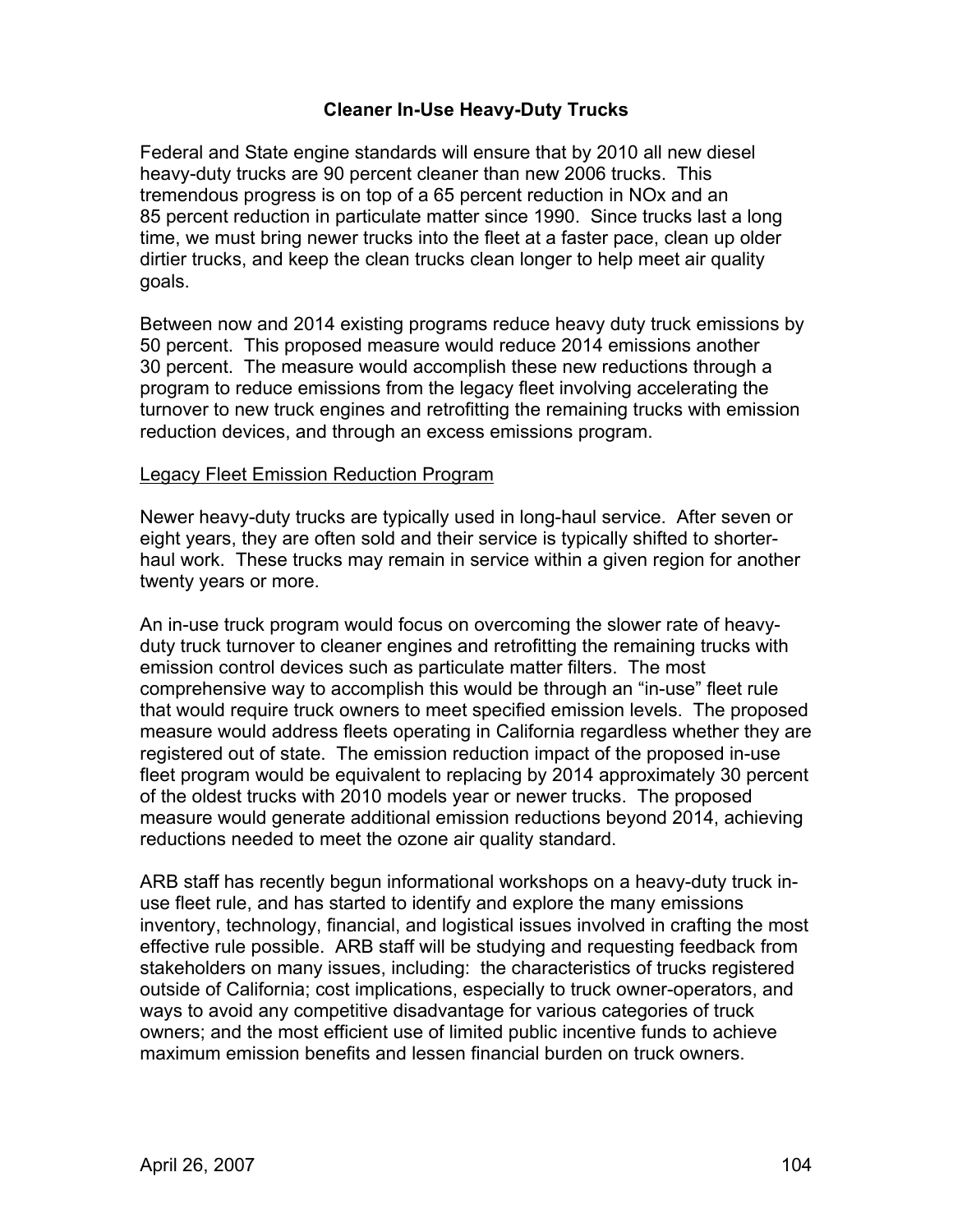## Cleaner In-Use Heavy-Duty Trucks

Federal and State engine standards will ensure that by 2010 all new diesel heavy-duty trucks are 90 percent cleaner than new 2006 trucks. This tremendous progress is on top of a 65 percent reduction in NOx and an 85 percent reduction in particulate matter since 1990. Since trucks last a long time, we must bring newer trucks into the fleet at a faster pace, clean up older dirtier trucks, and keep the clean trucks clean longer to help meet air quality goals.

Between now and 2014 existing programs reduce heavy duty truck emissions by 50 percent. This proposed measure would reduce 2014 emissions another 30 percent. The measure would accomplish these new reductions through a program to reduce emissions from the legacy fleet involving accelerating the turnover to new truck engines and retrofitting the remaining trucks with emission reduction devices, and through an excess emissions program.

### Legacy Fleet Emission Reduction Program

Newer heavy-duty trucks are typically used in long-haul service. After seven or eight years, they are often sold and their service is typically shifted to shorter-haul work. These trucks may remain in service within a given region for another twenty years or more.

An in-use truck program would focus on overcoming the slower rate of heavy-duty truck turnover to cleaner engines and retrofitting the remaining trucks with emission control devices such as particulate matter filters. The most comprehensive way to accomplish this would be through an "in-use" fleet rule that would require truck owners to meet specified emission levels. The proposed measure would address fleets operating in California regardless whether they are registered out of state. The emission reduction impact of the proposed in-use fleet program would be equivalent to replacing by 2014 approximately 30 percent of the oldest trucks with 2010 models year or newer trucks. The proposed measure would generate additional emission reductions beyond 2014, achieving reductions needed to meet the ozone air quality standard.

ARB staff has recently begun informational workshops on a heavy-duty truck in-use fleet rule, and has started to identify and explore the many emissions inventory, technology, financial, and logistical issues involved in crafting the most effective rule possible. ARB staff will be studying and requesting feedback from stakeholders on many issues, including: the characteristics of trucks registered outside of California; cost implications, especially to truck owner-operators, and ways to avoid any competitive disadvantage for various categories of truck owners; and the most efficient use of limited public incentive funds to achieve maximum emission benefits and lessen financial burden on truck owners.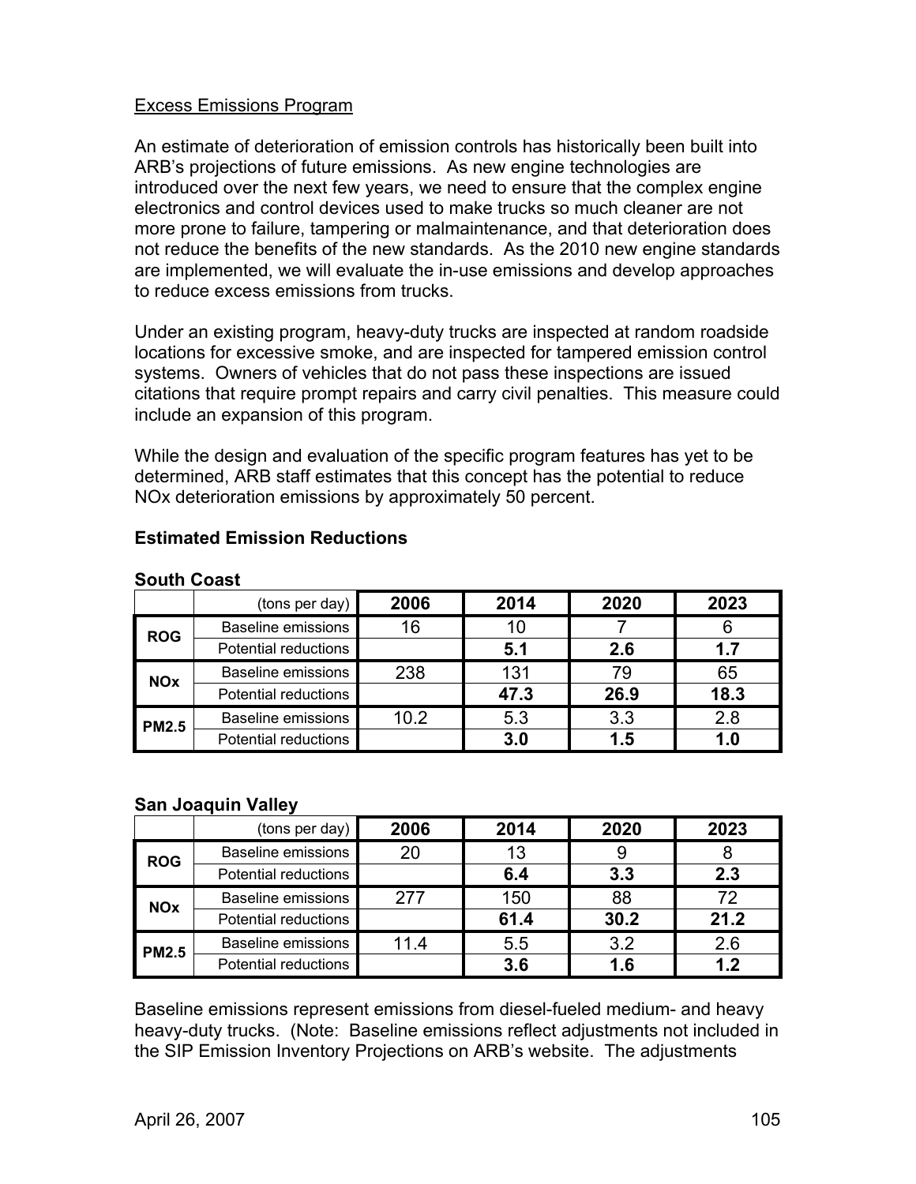Excess Emissions Program

An estimate of deterioration of emission controls has historically been built into ARB's projections of future emissions. As new engine technologies are introduced over the next few years, we need to ensure that the complex engine electronics and control devices used to make trucks so much cleaner are not more prone to failure, tampering or malmaintenance, and that deterioration does not reduce the benefits of the new standards. As the 2010 new engine standards are implemented, we will evaluate the in-use emissions and develop approaches to reduce excess emissions from trucks.

Under an existing program, heavy-duty trucks are inspected at random roadside locations for excessive smoke, and are inspected for tampered emission control systems. Owners of vehicles that do not pass these inspections are issued citations that require prompt repairs and carry civil penalties. This measure could include an expansion of this program.

While the design and evaluation of the specific program features has yet to be determined, ARB staff estimates that this concept has the potential to reduce NOx deterioration emissions by approximately 50 percent.

**Estimated Emission Reductions**

**South Coast**

| | (tons per day) | 2006 | 2014 | 2020 | 2023 |
|---|---|---|---|---|---|
| **ROG** | Baseline emissions | 16 | 10 | 7 | 6 |
| | Potential reductions | | **5.1** | **2.6** | **1.7** |
| **NOx** | Baseline emissions | 238 | 131 | 79 | 65 |
| | Potential reductions | | **47.3** | **26.9** | **18.3** |
| **PM2.5** | Baseline emissions | 10.2 | 5.3 | 3.3 | 2.8 |
| | Potential reductions | | **3.0** | **1.5** | **1.0** |

**San Joaquin Valley**

| | (tons per day) | 2006 | 2014 | 2020 | 2023 |
|---|---|---|---|---|---|
| **ROG** | Baseline emissions | 20 | 13 | 9 | 8 |
| | Potential reductions | | **6.4** | **3.3** | **2.3** |
| **NOx** | Baseline emissions | 277 | 150 | 88 | 72 |
| | Potential reductions | | **61.4** | **30.2** | **21.2** |
| **PM2.5** | Baseline emissions | 11.4 | 5.5 | 3.2 | 2.6 |
| | Potential reductions | | **3.6** | **1.6** | **1.2** |

Baseline emissions represent emissions from diesel-fueled medium- and heavy heavy-duty trucks. (Note: Baseline emissions reflect adjustments not included in the SIP Emission Inventory Projections on ARB's website. The adjustments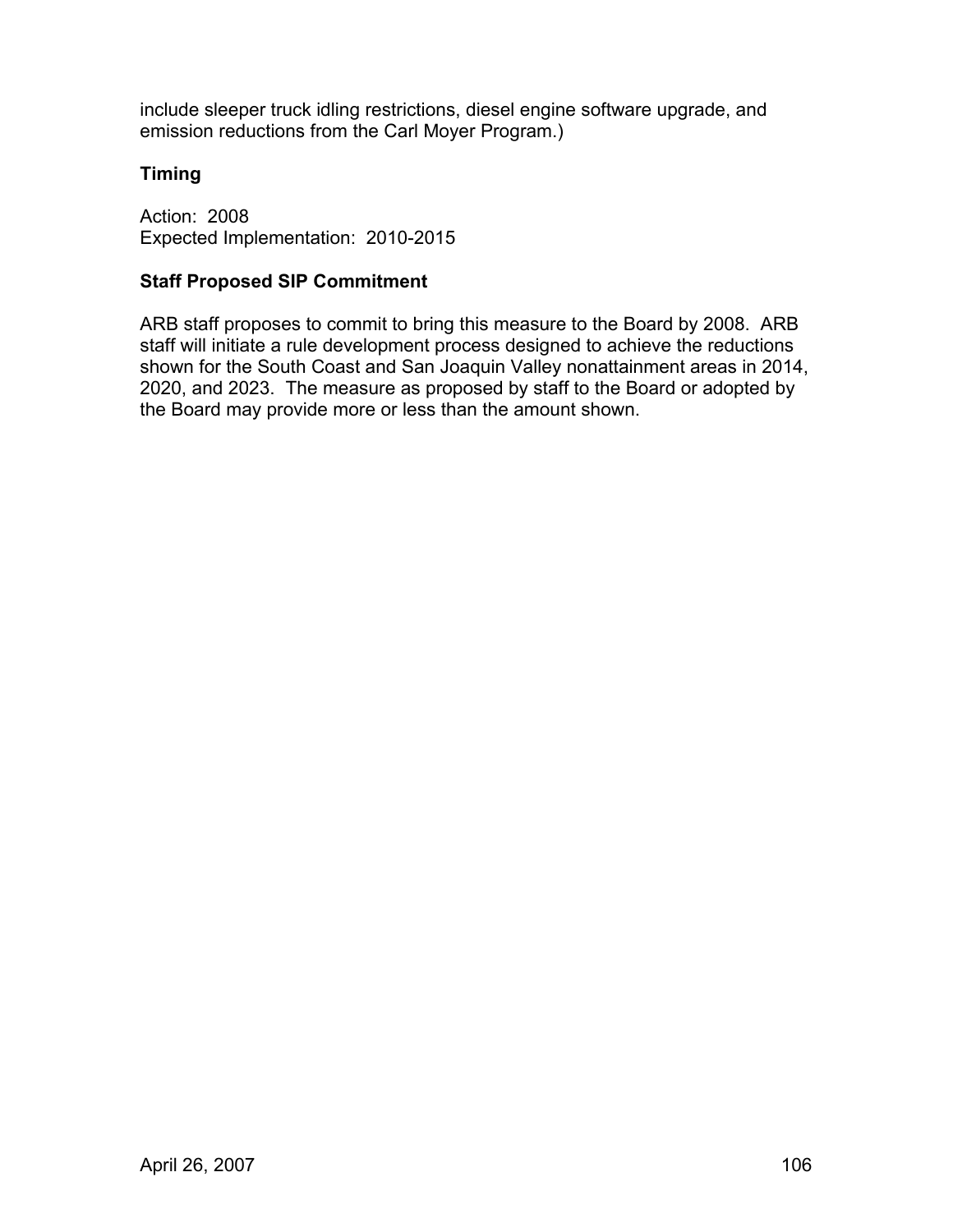include sleeper truck idling restrictions, diesel engine software upgrade, and emission reductions from the Carl Moyer Program.)

### Timing

Action: 2008
Expected Implementation: 2010-2015

### Staff Proposed SIP Commitment

ARB staff proposes to commit to bring this measure to the Board by 2008. ARB staff will initiate a rule development process designed to achieve the reductions shown for the South Coast and San Joaquin Valley nonattainment areas in 2014, 2020, and 2023. The measure as proposed by staff to the Board or adopted by the Board may provide more or less than the amount shown.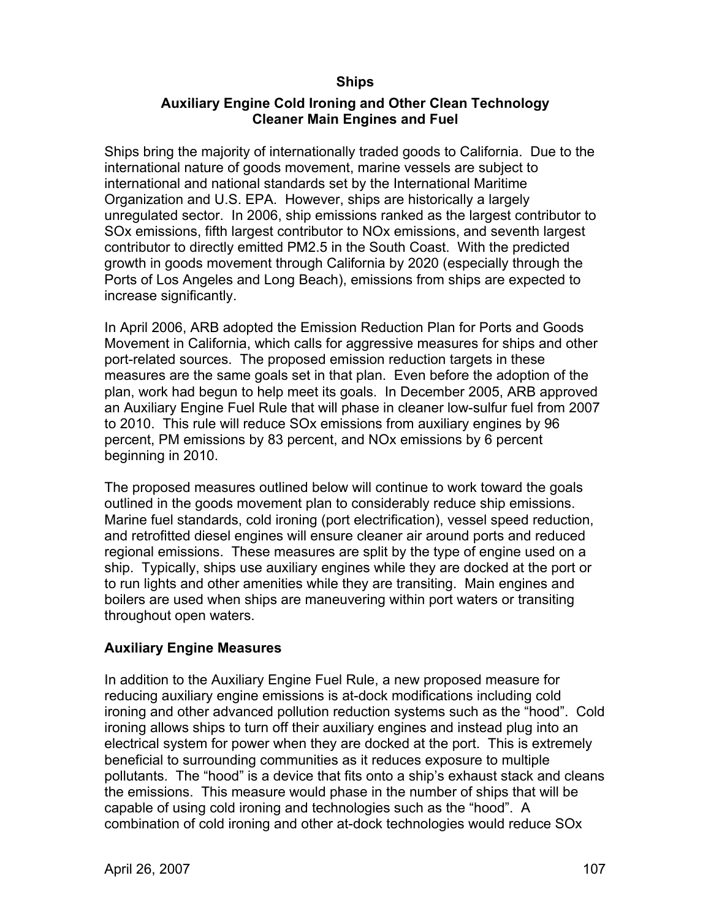## Ships

### Auxiliary Engine Cold Ironing and Other Clean Technology
### Cleaner Main Engines and Fuel

Ships bring the majority of internationally traded goods to California. Due to the international nature of goods movement, marine vessels are subject to international and national standards set by the International Maritime Organization and U.S. EPA. However, ships are historically a largely unregulated sector. In 2006, ship emissions ranked as the largest contributor to SOx emissions, fifth largest contributor to NOx emissions, and seventh largest contributor to directly emitted PM2.5 in the South Coast. With the predicted growth in goods movement through California by 2020 (especially through the Ports of Los Angeles and Long Beach), emissions from ships are expected to increase significantly.

In April 2006, ARB adopted the Emission Reduction Plan for Ports and Goods Movement in California, which calls for aggressive measures for ships and other port-related sources. The proposed emission reduction targets in these measures are the same goals set in that plan. Even before the adoption of the plan, work had begun to help meet its goals. In December 2005, ARB approved an Auxiliary Engine Fuel Rule that will phase in cleaner low-sulfur fuel from 2007 to 2010. This rule will reduce SOx emissions from auxiliary engines by 96 percent, PM emissions by 83 percent, and NOx emissions by 6 percent beginning in 2010.

The proposed measures outlined below will continue to work toward the goals outlined in the goods movement plan to considerably reduce ship emissions. Marine fuel standards, cold ironing (port electrification), vessel speed reduction, and retrofitted diesel engines will ensure cleaner air around ports and reduced regional emissions. These measures are split by the type of engine used on a ship. Typically, ships use auxiliary engines while they are docked at the port or to run lights and other amenities while they are transiting. Main engines and boilers are used when ships are maneuvering within port waters or transiting throughout open waters.

### Auxiliary Engine Measures

In addition to the Auxiliary Engine Fuel Rule, a new proposed measure for reducing auxiliary engine emissions is at-dock modifications including cold ironing and other advanced pollution reduction systems such as the "hood". Cold ironing allows ships to turn off their auxiliary engines and instead plug into an electrical system for power when they are docked at the port. This is extremely beneficial to surrounding communities as it reduces exposure to multiple pollutants. The "hood" is a device that fits onto a ship's exhaust stack and cleans the emissions. This measure would phase in the number of ships that will be capable of using cold ironing and technologies such as the "hood". A combination of cold ironing and other at-dock technologies would reduce SOx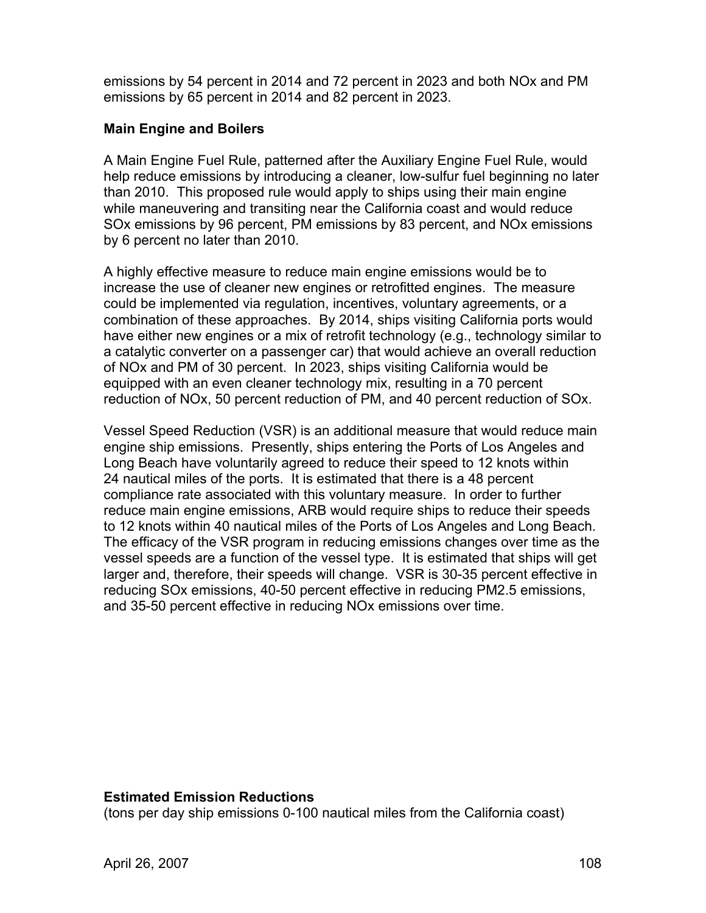emissions by 54 percent in 2014 and 72 percent in 2023 and both NOx and PM emissions by 65 percent in 2014 and 82 percent in 2023.

**Main Engine and Boilers**

A Main Engine Fuel Rule, patterned after the Auxiliary Engine Fuel Rule, would help reduce emissions by introducing a cleaner, low-sulfur fuel beginning no later than 2010. This proposed rule would apply to ships using their main engine while maneuvering and transiting near the California coast and would reduce SOx emissions by 96 percent, PM emissions by 83 percent, and NOx emissions by 6 percent no later than 2010.

A highly effective measure to reduce main engine emissions would be to increase the use of cleaner new engines or retrofitted engines. The measure could be implemented via regulation, incentives, voluntary agreements, or a combination of these approaches. By 2014, ships visiting California ports would have either new engines or a mix of retrofit technology (e.g., technology similar to a catalytic converter on a passenger car) that would achieve an overall reduction of NOx and PM of 30 percent. In 2023, ships visiting California would be equipped with an even cleaner technology mix, resulting in a 70 percent reduction of NOx, 50 percent reduction of PM, and 40 percent reduction of SOx.

Vessel Speed Reduction (VSR) is an additional measure that would reduce main engine ship emissions. Presently, ships entering the Ports of Los Angeles and Long Beach have voluntarily agreed to reduce their speed to 12 knots within 24 nautical miles of the ports. It is estimated that there is a 48 percent compliance rate associated with this voluntary measure. In order to further reduce main engine emissions, ARB would require ships to reduce their speeds to 12 knots within 40 nautical miles of the Ports of Los Angeles and Long Beach. The efficacy of the VSR program in reducing emissions changes over time as the vessel speeds are a function of the vessel type. It is estimated that ships will get larger and, therefore, their speeds will change. VSR is 30-35 percent effective in reducing SOx emissions, 40-50 percent effective in reducing $PM_{2.5}$ emissions, and 35-50 percent effective in reducing NOx emissions over time.

**Estimated Emission Reductions**
(tons per day ship emissions 0-100 nautical miles from the California coast)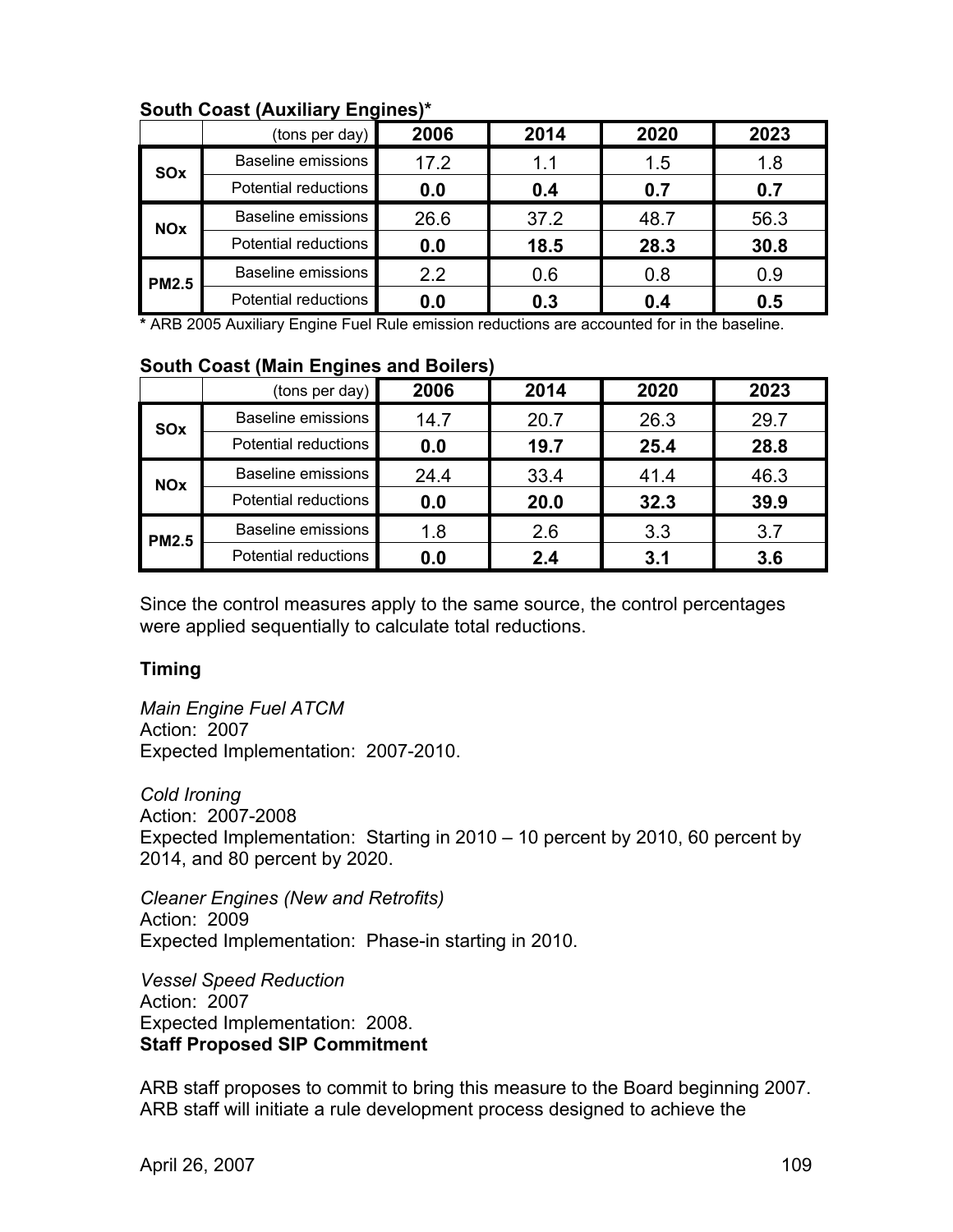**South Coast (Auxiliary Engines)***

| | (tons per day) | 2006 | 2014 | 2020 | 2023 |
|---|---|---|---|---|---|
| SOx | Baseline emissions | 17.2 | 1.1 | 1.5 | 1.8 |
| | Potential reductions | **0.0** | **0.4** | **0.7** | **0.7** |
| NOx | Baseline emissions | 26.6 | 37.2 | 48.7 | 56.3 |
| | Potential reductions | **0.0** | **18.5** | **28.3** | **30.8** |
| PM2.5 | Baseline emissions | 2.2 | 0.6 | 0.8 | 0.9 |
| | Potential reductions | **0.0** | **0.3** | **0.4** | **0.5** |

**\*** ARB 2005 Auxiliary Engine Fuel Rule emission reductions are accounted for in the baseline.

**South Coast (Main Engines and Boilers)**

| | (tons per day) | 2006 | 2014 | 2020 | 2023 |
|---|---|---|---|---|---|
| SOx | Baseline emissions | 14.7 | 20.7 | 26.3 | 29.7 |
| | Potential reductions | **0.0** | **19.7** | **25.4** | **28.8** |
| NOx | Baseline emissions | 24.4 | 33.4 | 41.4 | 46.3 |
| | Potential reductions | **0.0** | **20.0** | **32.3** | **39.9** |
| PM2.5 | Baseline emissions | 1.8 | 2.6 | 3.3 | 3.7 |
| | Potential reductions | **0.0** | **2.4** | **3.1** | **3.6** |

Since the control measures apply to the same source, the control percentages were applied sequentially to calculate total reductions.

**Timing**

*Main Engine Fuel ATCM*
Action: 2007
Expected Implementation: 2007-2010.

*Cold Ironing*
Action: 2007-2008
Expected Implementation: Starting in 2010 – 10 percent by 2010, 60 percent by 2014, and 80 percent by 2020.

*Cleaner Engines (New and Retrofits)*
Action: 2009
Expected Implementation: Phase-in starting in 2010.

*Vessel Speed Reduction*
Action: 2007
Expected Implementation: 2008.

**Staff Proposed SIP Commitment**

ARB staff proposes to commit to bring this measure to the Board beginning 2007. ARB staff will initiate a rule development process designed to achieve the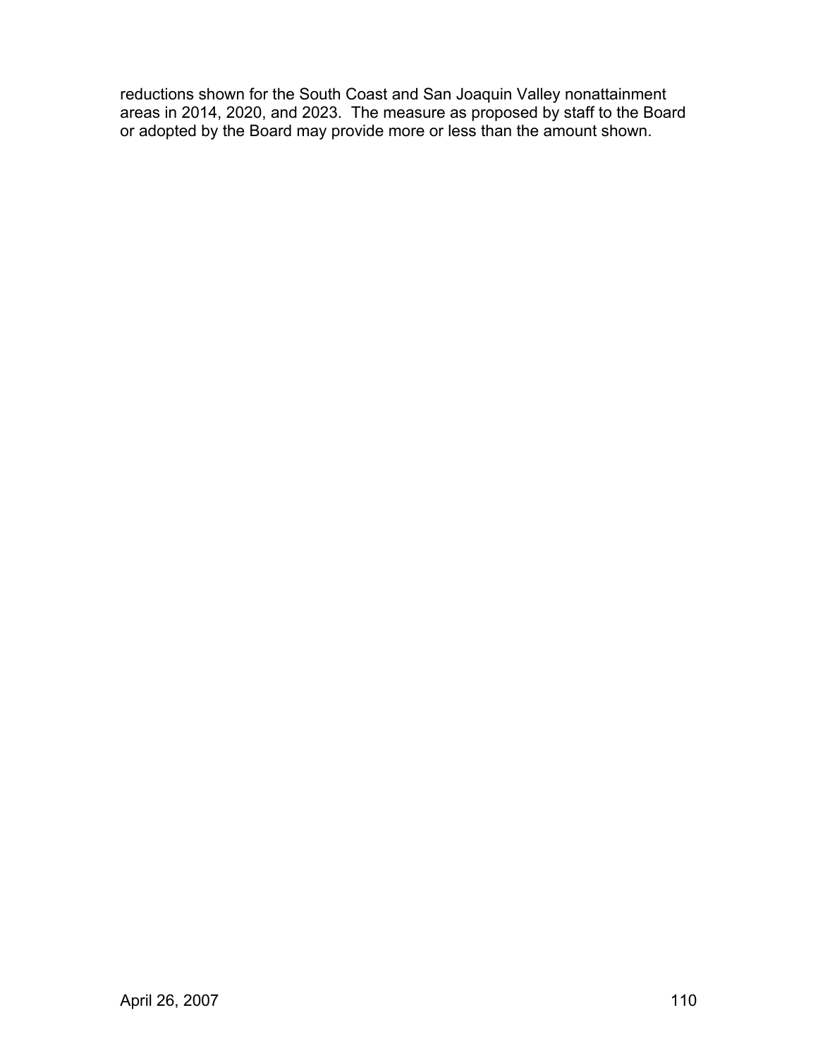reductions shown for the South Coast and San Joaquin Valley nonattainment areas in 2014, 2020, and 2023. The measure as proposed by staff to the Board or adopted by the Board may provide more or less than the amount shown.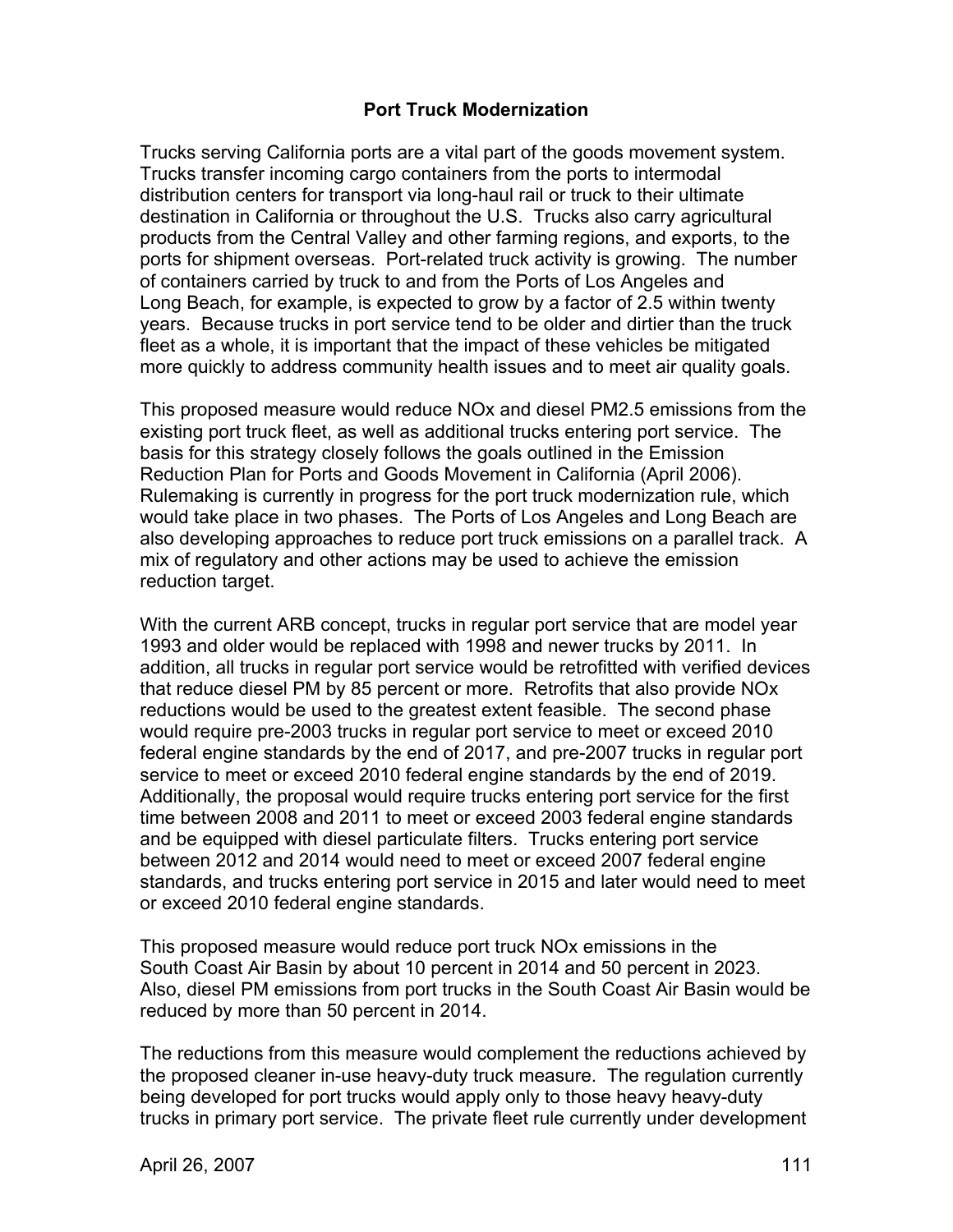## Port Truck Modernization

Trucks serving California ports are a vital part of the goods movement system. Trucks transfer incoming cargo containers from the ports to intermodal distribution centers for transport via long-haul rail or truck to their ultimate destination in California or throughout the U.S. Trucks also carry agricultural products from the Central Valley and other farming regions, and exports, to the ports for shipment overseas. Port-related truck activity is growing. The number of containers carried by truck to and from the Ports of Los Angeles and Long Beach, for example, is expected to grow by a factor of 2.5 within twenty years. Because trucks in port service tend to be older and dirtier than the truck fleet as a whole, it is important that the impact of these vehicles be mitigated more quickly to address community health issues and to meet air quality goals.

This proposed measure would reduce NOx and diesel PM2.5 emissions from the existing port truck fleet, as well as additional trucks entering port service. The basis for this strategy closely follows the goals outlined in the Emission Reduction Plan for Ports and Goods Movement in California (April 2006). Rulemaking is currently in progress for the port truck modernization rule, which would take place in two phases. The Ports of Los Angeles and Long Beach are also developing approaches to reduce port truck emissions on a parallel track. A mix of regulatory and other actions may be used to achieve the emission reduction target.

With the current ARB concept, trucks in regular port service that are model year 1993 and older would be replaced with 1998 and newer trucks by 2011. In addition, all trucks in regular port service would be retrofitted with verified devices that reduce diesel PM by 85 percent or more. Retrofits that also provide NOx reductions would be used to the greatest extent feasible. The second phase would require pre-2003 trucks in regular port service to meet or exceed 2010 federal engine standards by the end of 2017, and pre-2007 trucks in regular port service to meet or exceed 2010 federal engine standards by the end of 2019. Additionally, the proposal would require trucks entering port service for the first time between 2008 and 2011 to meet or exceed 2003 federal engine standards and be equipped with diesel particulate filters. Trucks entering port service between 2012 and 2014 would need to meet or exceed 2007 federal engine standards, and trucks entering port service in 2015 and later would need to meet or exceed 2010 federal engine standards.

This proposed measure would reduce port truck NOx emissions in the South Coast Air Basin by about 10 percent in 2014 and 50 percent in 2023. Also, diesel PM emissions from port trucks in the South Coast Air Basin would be reduced by more than 50 percent in 2014.

The reductions from this measure would complement the reductions achieved by the proposed cleaner in-use heavy-duty truck measure. The regulation currently being developed for port trucks would apply only to those heavy heavy-duty trucks in primary port service. The private fleet rule currently under development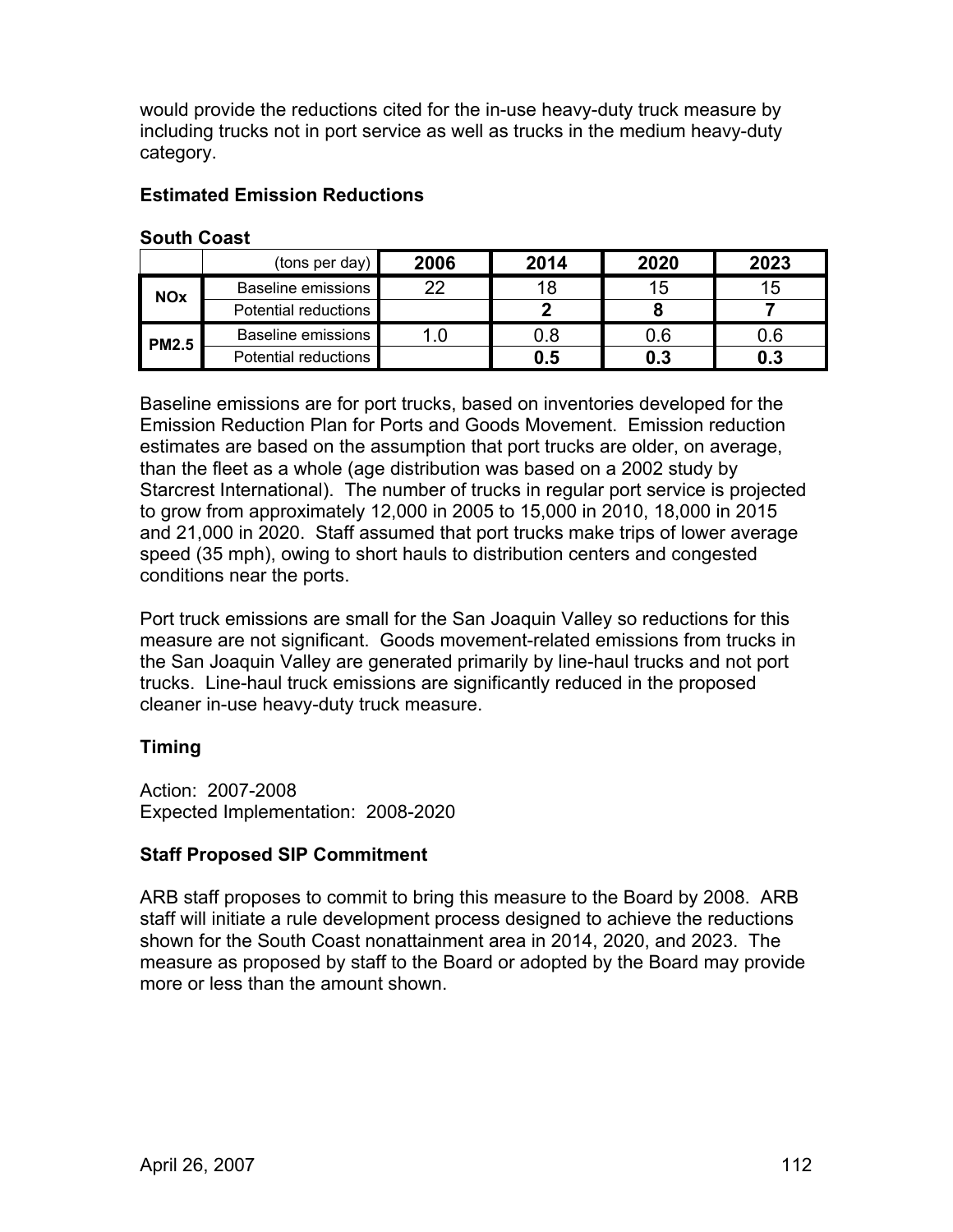would provide the reductions cited for the in-use heavy-duty truck measure by including trucks not in port service as well as trucks in the medium heavy-duty category.

### Estimated Emission Reductions

**South Coast**

| | (tons per day) | 2006 | 2014 | 2020 | 2023 |
|---|---|---|---|---|---|
| **NOx** | Baseline emissions | 22 | 18 | 15 | 15 |
| | Potential reductions | | **2** | **8** | **7** |
| **PM2.5** | Baseline emissions | 1.0 | 0.8 | 0.6 | 0.6 |
| | Potential reductions | | **0.5** | **0.3** | **0.3** |

Baseline emissions are for port trucks, based on inventories developed for the Emission Reduction Plan for Ports and Goods Movement. Emission reduction estimates are based on the assumption that port trucks are older, on average, than the fleet as a whole (age distribution was based on a 2002 study by Starcrest International). The number of trucks in regular port service is projected to grow from approximately 12,000 in 2005 to 15,000 in 2010, 18,000 in 2015 and 21,000 in 2020. Staff assumed that port trucks make trips of lower average speed (35 mph), owing to short hauls to distribution centers and congested conditions near the ports.

Port truck emissions are small for the San Joaquin Valley so reductions for this measure are not significant. Goods movement-related emissions from trucks in the San Joaquin Valley are generated primarily by line-haul trucks and not port trucks. Line-haul truck emissions are significantly reduced in the proposed cleaner in-use heavy-duty truck measure.

### Timing

Action: 2007-2008
Expected Implementation: 2008-2020

### Staff Proposed SIP Commitment

ARB staff proposes to commit to bring this measure to the Board by 2008. ARB staff will initiate a rule development process designed to achieve the reductions shown for the South Coast nonattainment area in 2014, 2020, and 2023. The measure as proposed by staff to the Board or adopted by the Board may provide more or less than the amount shown.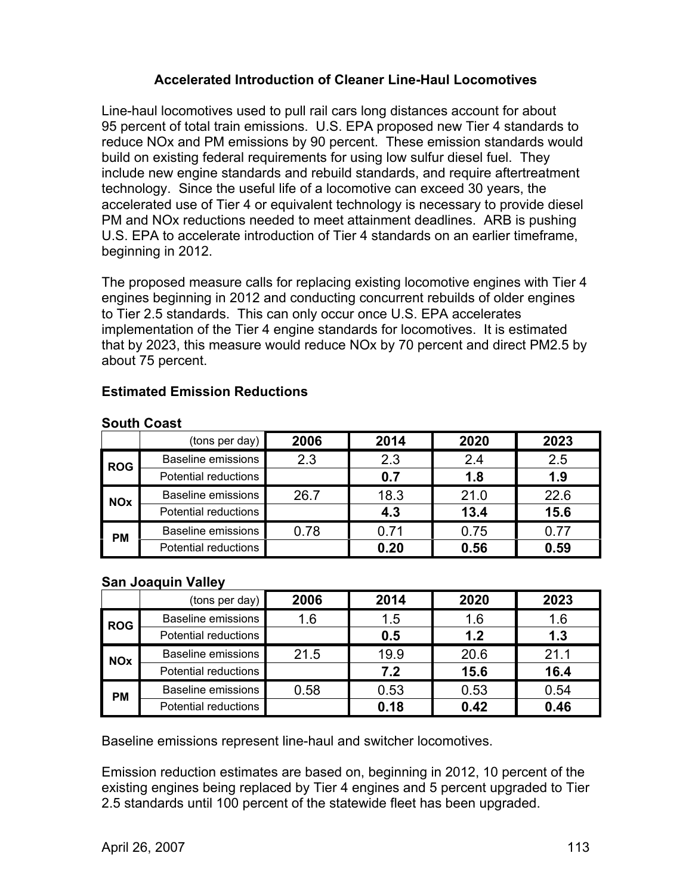## Accelerated Introduction of Cleaner Line-Haul Locomotives

Line-haul locomotives used to pull rail cars long distances account for about 95 percent of total train emissions. U.S. EPA proposed new Tier 4 standards to reduce NOx and PM emissions by 90 percent. These emission standards would build on existing federal requirements for using low sulfur diesel fuel. They include new engine standards and rebuild standards, and require aftertreatment technology. Since the useful life of a locomotive can exceed 30 years, the accelerated use of Tier 4 or equivalent technology is necessary to provide diesel PM and NOx reductions needed to meet attainment deadlines. ARB is pushing U.S. EPA to accelerate introduction of Tier 4 standards on an earlier timeframe, beginning in 2012.

The proposed measure calls for replacing existing locomotive engines with Tier 4 engines beginning in 2012 and conducting concurrent rebuilds of older engines to Tier 2.5 standards. This can only occur once U.S. EPA accelerates implementation of the Tier 4 engine standards for locomotives. It is estimated that by 2023, this measure would reduce NOx by 70 percent and direct PM2.5 by about 75 percent.

### Estimated Emission Reductions

**South Coast**

| | (tons per day) | 2006 | 2014 | 2020 | 2023 |
|---|---|---|---|---|---|
| ROG | Baseline emissions | 2.3 | 2.3 | 2.4 | 2.5 |
| | Potential reductions | | **0.7** | **1.8** | **1.9** |
| NOx | Baseline emissions | 26.7 | 18.3 | 21.0 | 22.6 |
| | Potential reductions | | **4.3** | **13.4** | **15.6** |
| PM | Baseline emissions | 0.78 | 0.71 | 0.75 | 0.77 |
| | Potential reductions | | **0.20** | **0.56** | **0.59** |

**San Joaquin Valley**

| | (tons per day) | 2006 | 2014 | 2020 | 2023 |
|---|---|---|---|---|---|
| ROG | Baseline emissions | 1.6 | 1.5 | 1.6 | 1.6 |
| | Potential reductions | | **0.5** | **1.2** | **1.3** |
| NOx | Baseline emissions | 21.5 | 19.9 | 20.6 | 21.1 |
| | Potential reductions | | **7.2** | **15.6** | **16.4** |
| PM | Baseline emissions | 0.58 | 0.53 | 0.53 | 0.54 |
| | Potential reductions | | **0.18** | **0.42** | **0.46** |

Baseline emissions represent line-haul and switcher locomotives.

Emission reduction estimates are based on, beginning in 2012, 10 percent of the existing engines being replaced by Tier 4 engines and 5 percent upgraded to Tier 2.5 standards until 100 percent of the statewide fleet has been upgraded.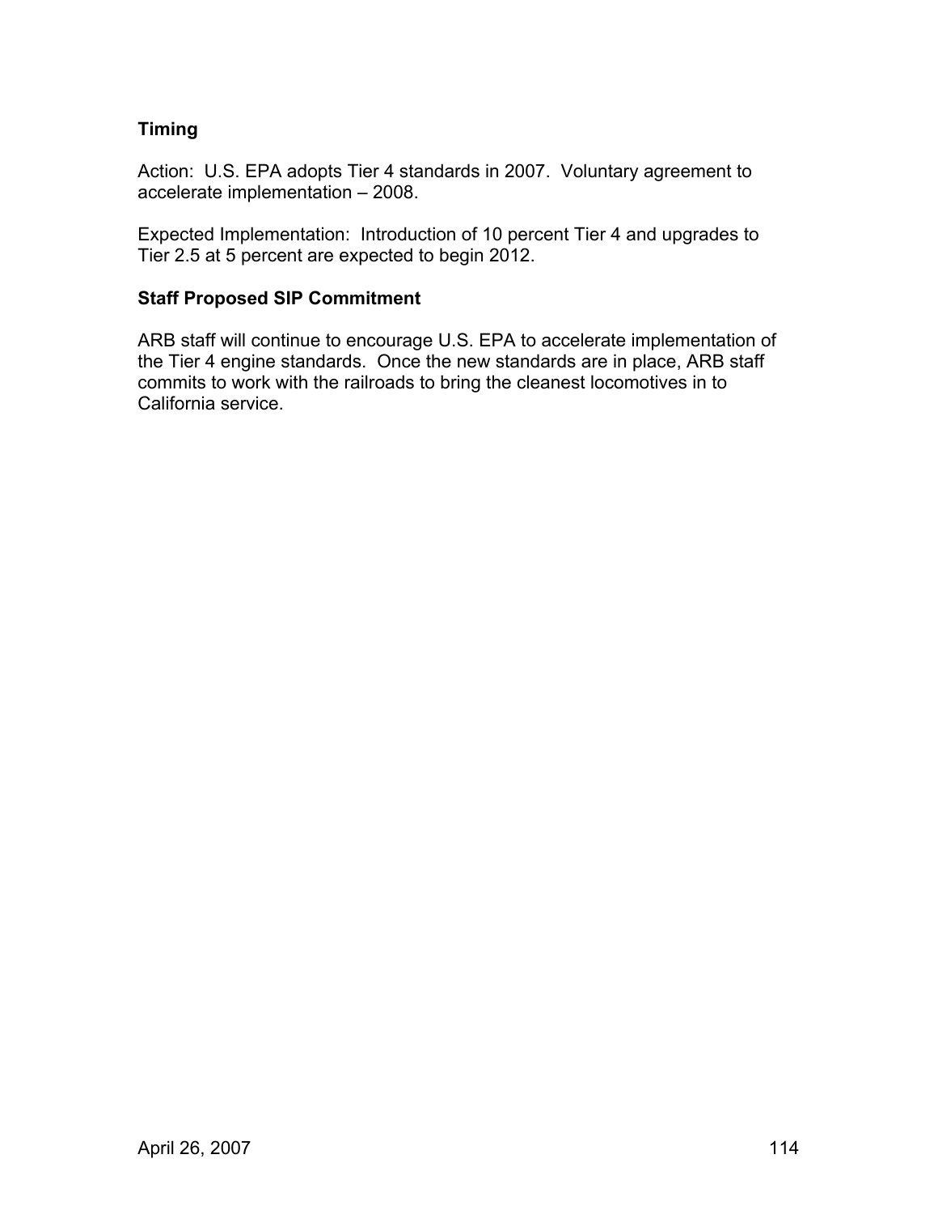### Timing

Action:  U.S. EPA adopts Tier 4 standards in 2007.  Voluntary agreement to accelerate implementation – 2008.

Expected Implementation:  Introduction of 10 percent Tier 4 and upgrades to Tier 2.5 at 5 percent are expected to begin 2012.

### Staff Proposed SIP Commitment

ARB staff will continue to encourage U.S. EPA to accelerate implementation of the Tier 4 engine standards.  Once the new standards are in place, ARB staff commits to work with the railroads to bring the cleanest locomotives in to California service.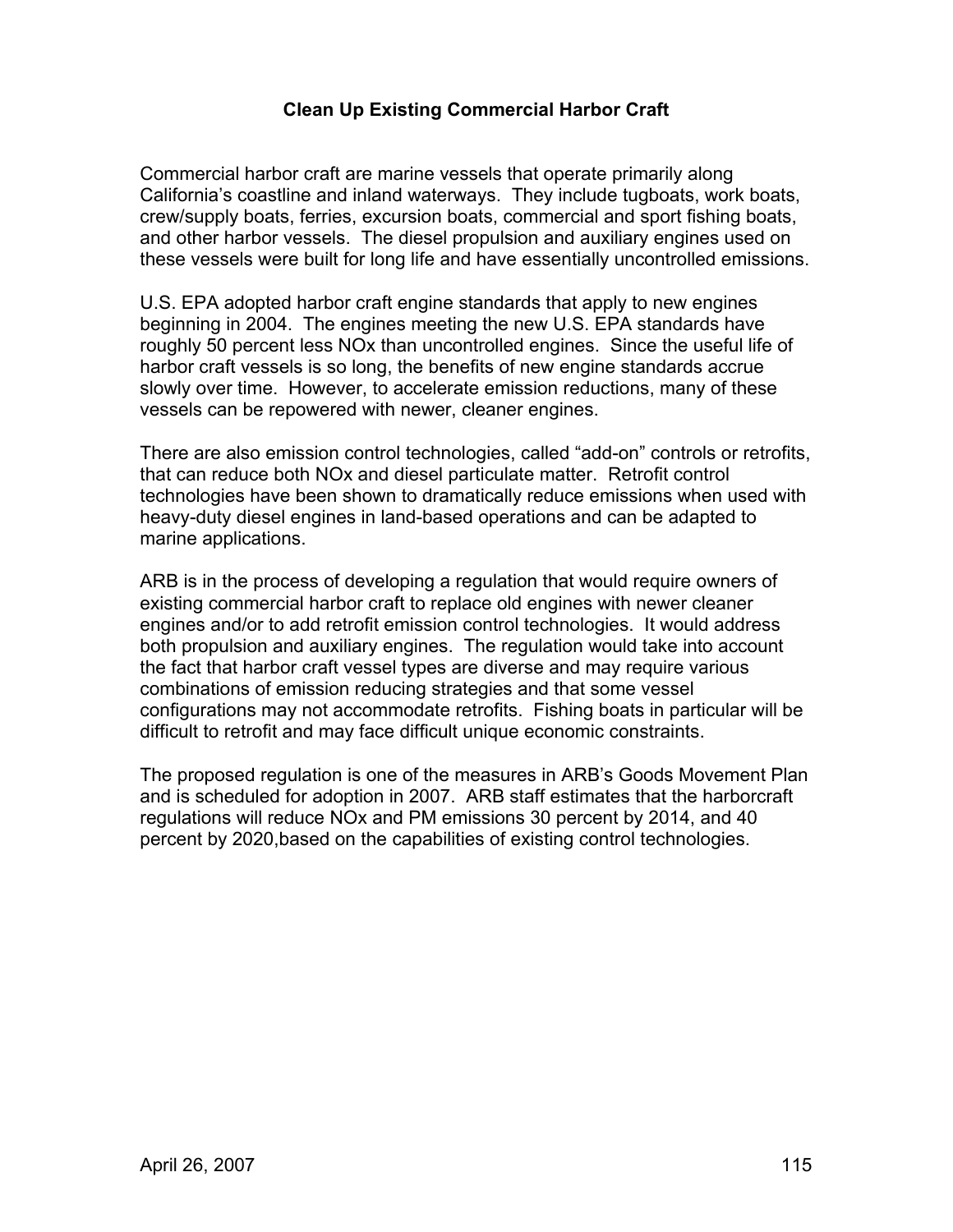## Clean Up Existing Commercial Harbor Craft

Commercial harbor craft are marine vessels that operate primarily along California's coastline and inland waterways. They include tugboats, work boats, crew/supply boats, ferries, excursion boats, commercial and sport fishing boats, and other harbor vessels. The diesel propulsion and auxiliary engines used on these vessels were built for long life and have essentially uncontrolled emissions.

U.S. EPA adopted harbor craft engine standards that apply to new engines beginning in 2004. The engines meeting the new U.S. EPA standards have roughly 50 percent less NOx than uncontrolled engines. Since the useful life of harbor craft vessels is so long, the benefits of new engine standards accrue slowly over time. However, to accelerate emission reductions, many of these vessels can be repowered with newer, cleaner engines.

There are also emission control technologies, called "add-on" controls or retrofits, that can reduce both NOx and diesel particulate matter. Retrofit control technologies have been shown to dramatically reduce emissions when used with heavy-duty diesel engines in land-based operations and can be adapted to marine applications.

ARB is in the process of developing a regulation that would require owners of existing commercial harbor craft to replace old engines with newer cleaner engines and/or to add retrofit emission control technologies. It would address both propulsion and auxiliary engines. The regulation would take into account the fact that harbor craft vessel types are diverse and may require various combinations of emission reducing strategies and that some vessel configurations may not accommodate retrofits. Fishing boats in particular will be difficult to retrofit and may face difficult unique economic constraints.

The proposed regulation is one of the measures in ARB's Goods Movement Plan and is scheduled for adoption in 2007. ARB staff estimates that the harborcraft regulations will reduce NOx and PM emissions 30 percent by 2014, and 40 percent by 2020,based on the capabilities of existing control technologies.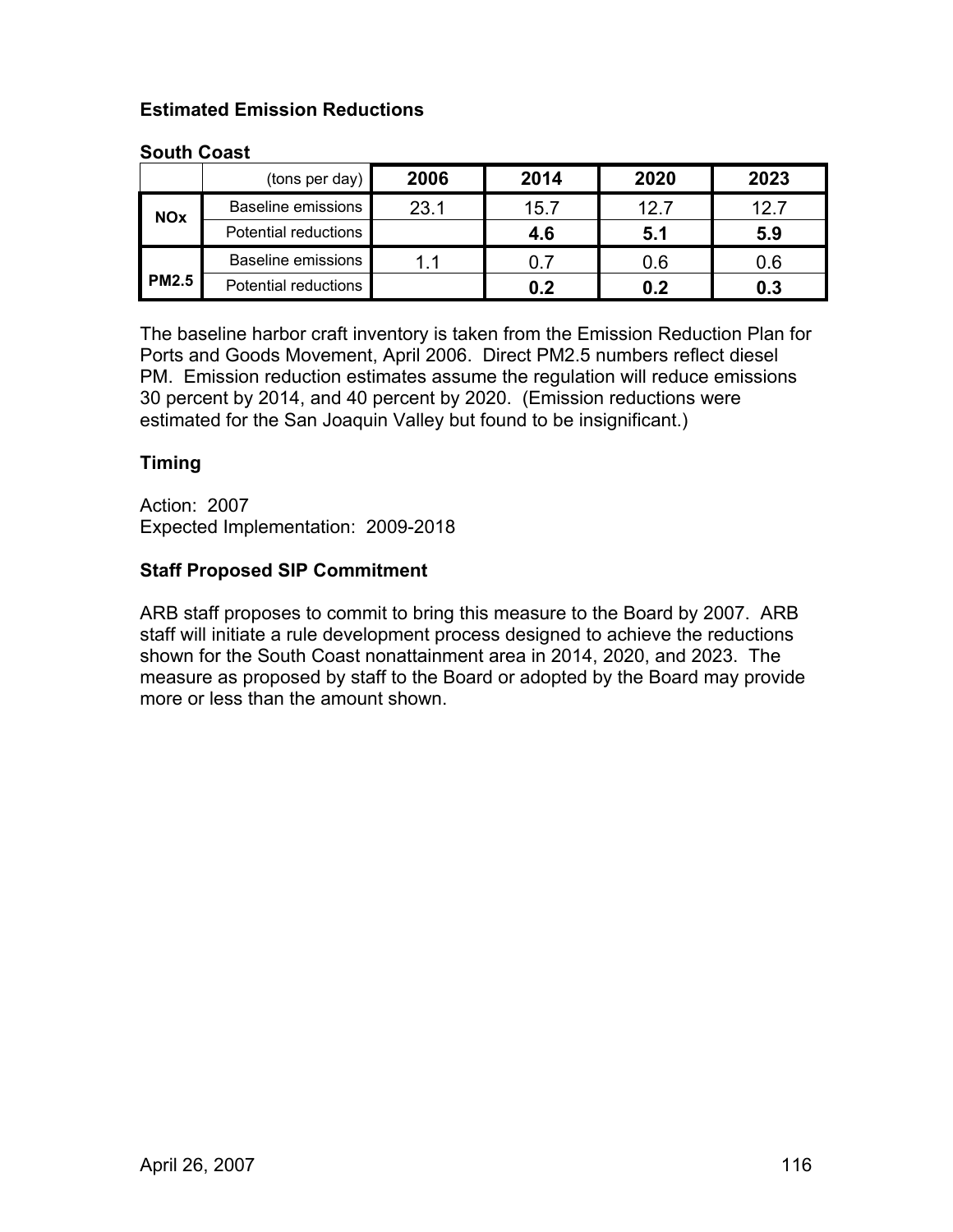### Estimated Emission Reductions

**South Coast**

| | (tons per day) | 2006 | 2014 | 2020 | 2023 |
|---|---|---|---|---|---|
| **NOx** | Baseline emissions | 23.1 | 15.7 | 12.7 | 12.7 |
| | Potential reductions | | **4.6** | **5.1** | **5.9** |
| **PM2.5** | Baseline emissions | 1.1 | 0.7 | 0.6 | 0.6 |
| | Potential reductions | | **0.2** | **0.2** | **0.3** |

The baseline harbor craft inventory is taken from the Emission Reduction Plan for Ports and Goods Movement, April 2006. Direct PM2.5 numbers reflect diesel PM. Emission reduction estimates assume the regulation will reduce emissions 30 percent by 2014, and 40 percent by 2020. (Emission reductions were estimated for the San Joaquin Valley but found to be insignificant.)

### Timing

Action: 2007
Expected Implementation: 2009-2018

### Staff Proposed SIP Commitment

ARB staff proposes to commit to bring this measure to the Board by 2007. ARB staff will initiate a rule development process designed to achieve the reductions shown for the South Coast nonattainment area in 2014, 2020, and 2023. The measure as proposed by staff to the Board or adopted by the Board may provide more or less than the amount shown.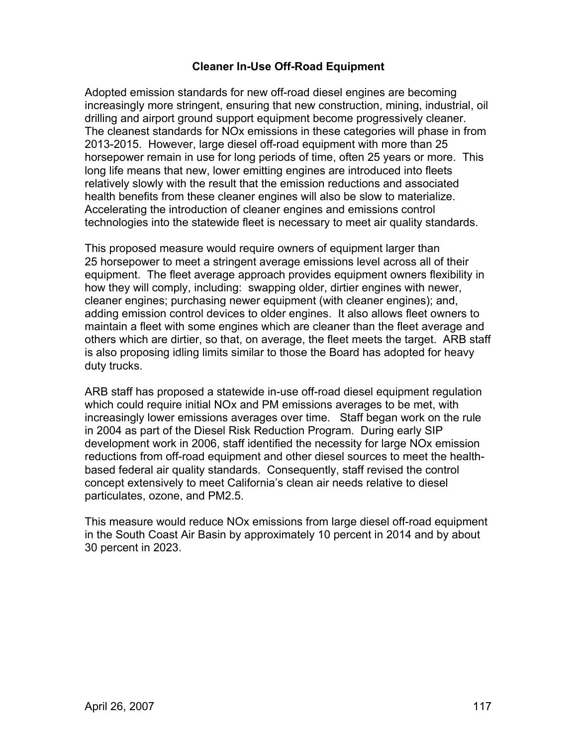## Cleaner In-Use Off-Road Equipment

Adopted emission standards for new off-road diesel engines are becoming increasingly more stringent, ensuring that new construction, mining, industrial, oil drilling and airport ground support equipment become progressively cleaner. The cleanest standards for NOx emissions in these categories will phase in from 2013-2015. However, large diesel off-road equipment with more than 25 horsepower remain in use for long periods of time, often 25 years or more. This long life means that new, lower emitting engines are introduced into fleets relatively slowly with the result that the emission reductions and associated health benefits from these cleaner engines will also be slow to materialize. Accelerating the introduction of cleaner engines and emissions control technologies into the statewide fleet is necessary to meet air quality standards.

This proposed measure would require owners of equipment larger than 25 horsepower to meet a stringent average emissions level across all of their equipment. The fleet average approach provides equipment owners flexibility in how they will comply, including: swapping older, dirtier engines with newer, cleaner engines; purchasing newer equipment (with cleaner engines); and, adding emission control devices to older engines. It also allows fleet owners to maintain a fleet with some engines which are cleaner than the fleet average and others which are dirtier, so that, on average, the fleet meets the target. ARB staff is also proposing idling limits similar to those the Board has adopted for heavy duty trucks.

ARB staff has proposed a statewide in-use off-road diesel equipment regulation which could require initial NOx and PM emissions averages to be met, with increasingly lower emissions averages over time. Staff began work on the rule in 2004 as part of the Diesel Risk Reduction Program. During early SIP development work in 2006, staff identified the necessity for large NOx emission reductions from off-road equipment and other diesel sources to meet the health-based federal air quality standards. Consequently, staff revised the control concept extensively to meet California's clean air needs relative to diesel particulates, ozone, and PM2.5.

This measure would reduce NOx emissions from large diesel off-road equipment in the South Coast Air Basin by approximately 10 percent in 2014 and by about 30 percent in 2023.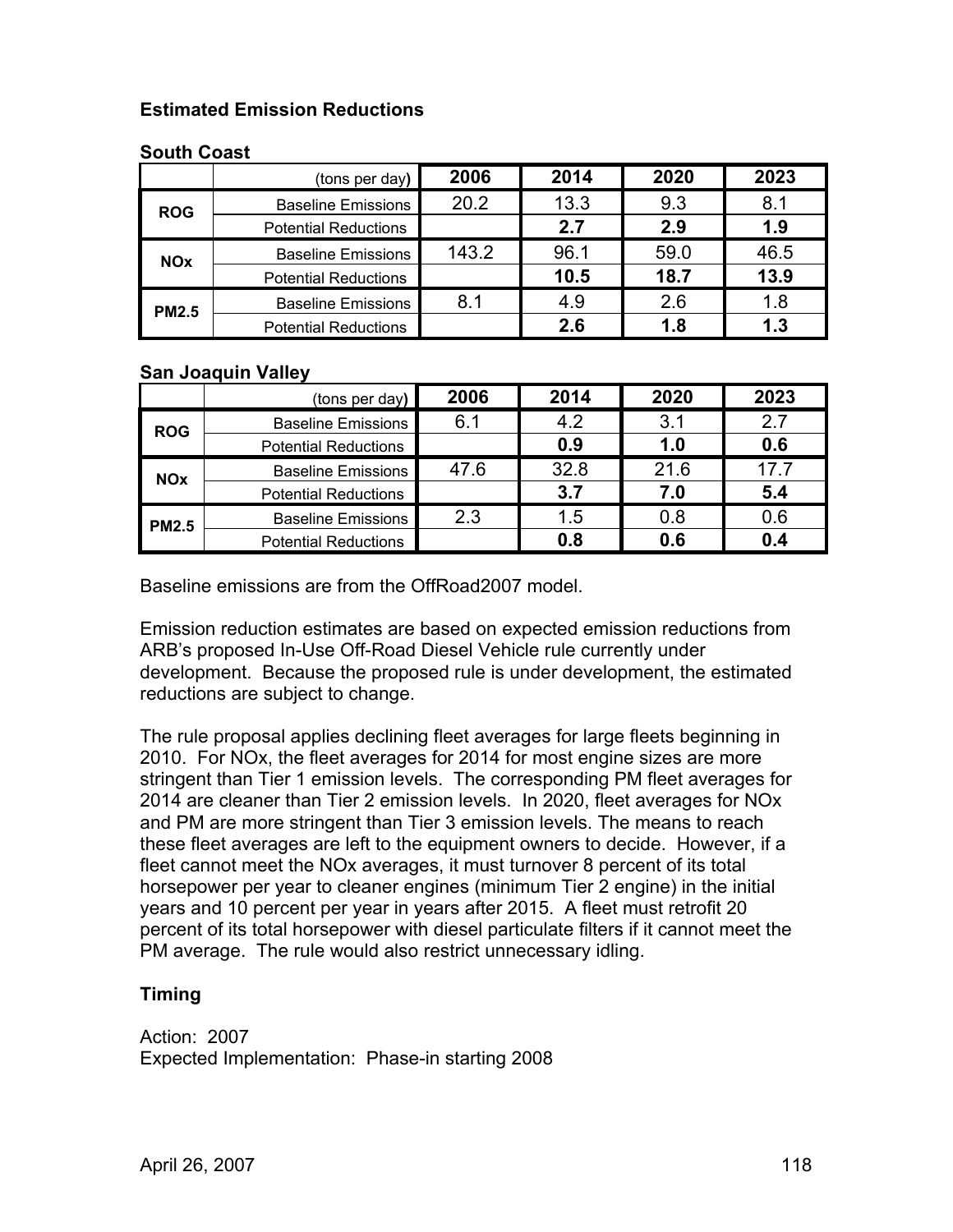### Estimated Emission Reductions

**South Coast**

| | (tons per day) | 2006 | 2014 | 2020 | 2023 |
|---|---|---|---|---|---|
| ROG | Baseline Emissions | 20.2 | 13.3 | 9.3 | 8.1 |
| | Potential Reductions | | **2.7** | **2.9** | **1.9** |
| NOx | Baseline Emissions | 143.2 | 96.1 | 59.0 | 46.5 |
| | Potential Reductions | | **10.5** | **18.7** | **13.9** |
| PM2.5 | Baseline Emissions | 8.1 | 4.9 | 2.6 | 1.8 |
| | Potential Reductions | | **2.6** | **1.8** | **1.3** |

**San Joaquin Valley**

| | (tons per day) | 2006 | 2014 | 2020 | 2023 |
|---|---|---|---|---|---|
| ROG | Baseline Emissions | 6.1 | 4.2 | 3.1 | 2.7 |
| | Potential Reductions | | **0.9** | **1.0** | **0.6** |
| NOx | Baseline Emissions | 47.6 | 32.8 | 21.6 | 17.7 |
| | Potential Reductions | | **3.7** | **7.0** | **5.4** |
| PM2.5 | Baseline Emissions | 2.3 | 1.5 | 0.8 | 0.6 |
| | Potential Reductions | | **0.8** | **0.6** | **0.4** |

Baseline emissions are from the OffRoad2007 model.

Emission reduction estimates are based on expected emission reductions from ARB's proposed In-Use Off-Road Diesel Vehicle rule currently under development. Because the proposed rule is under development, the estimated reductions are subject to change.

The rule proposal applies declining fleet averages for large fleets beginning in 2010. For NOx, the fleet averages for 2014 for most engine sizes are more stringent than Tier 1 emission levels. The corresponding PM fleet averages for 2014 are cleaner than Tier 2 emission levels. In 2020, fleet averages for NOx and PM are more stringent than Tier 3 emission levels. The means to reach these fleet averages are left to the equipment owners to decide. However, if a fleet cannot meet the NOx averages, it must turnover 8 percent of its total horsepower per year to cleaner engines (minimum Tier 2 engine) in the initial years and 10 percent per year in years after 2015. A fleet must retrofit 20 percent of its total horsepower with diesel particulate filters if it cannot meet the PM average. The rule would also restrict unnecessary idling.

### Timing

Action: 2007
Expected Implementation: Phase-in starting 2008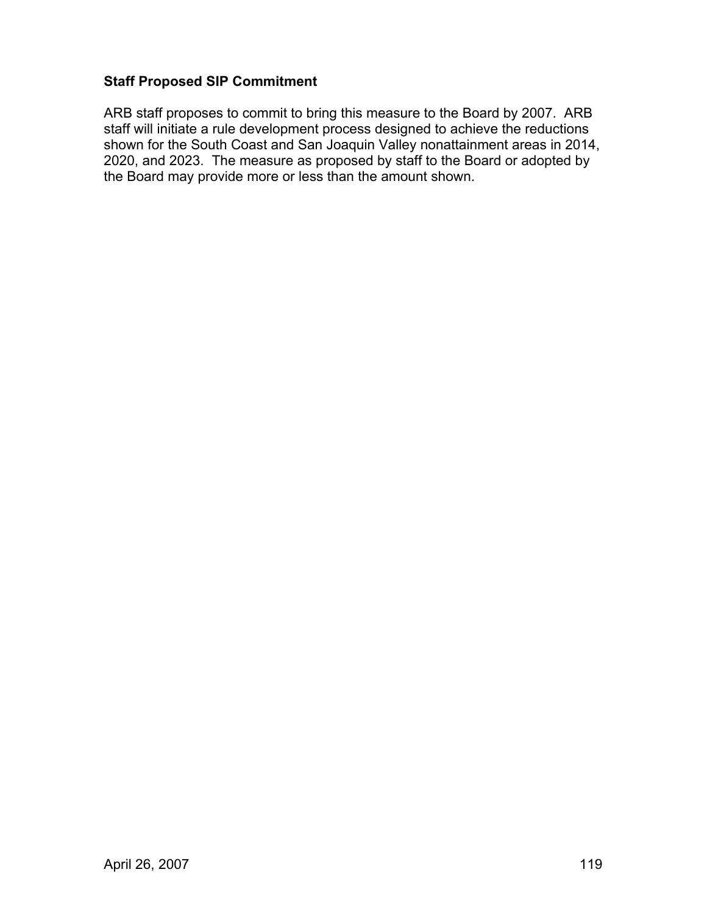**Staff Proposed SIP Commitment**

ARB staff proposes to commit to bring this measure to the Board by 2007. ARB staff will initiate a rule development process designed to achieve the reductions shown for the South Coast and San Joaquin Valley nonattainment areas in 2014, 2020, and 2023. The measure as proposed by staff to the Board or adopted by the Board may provide more or less than the amount shown.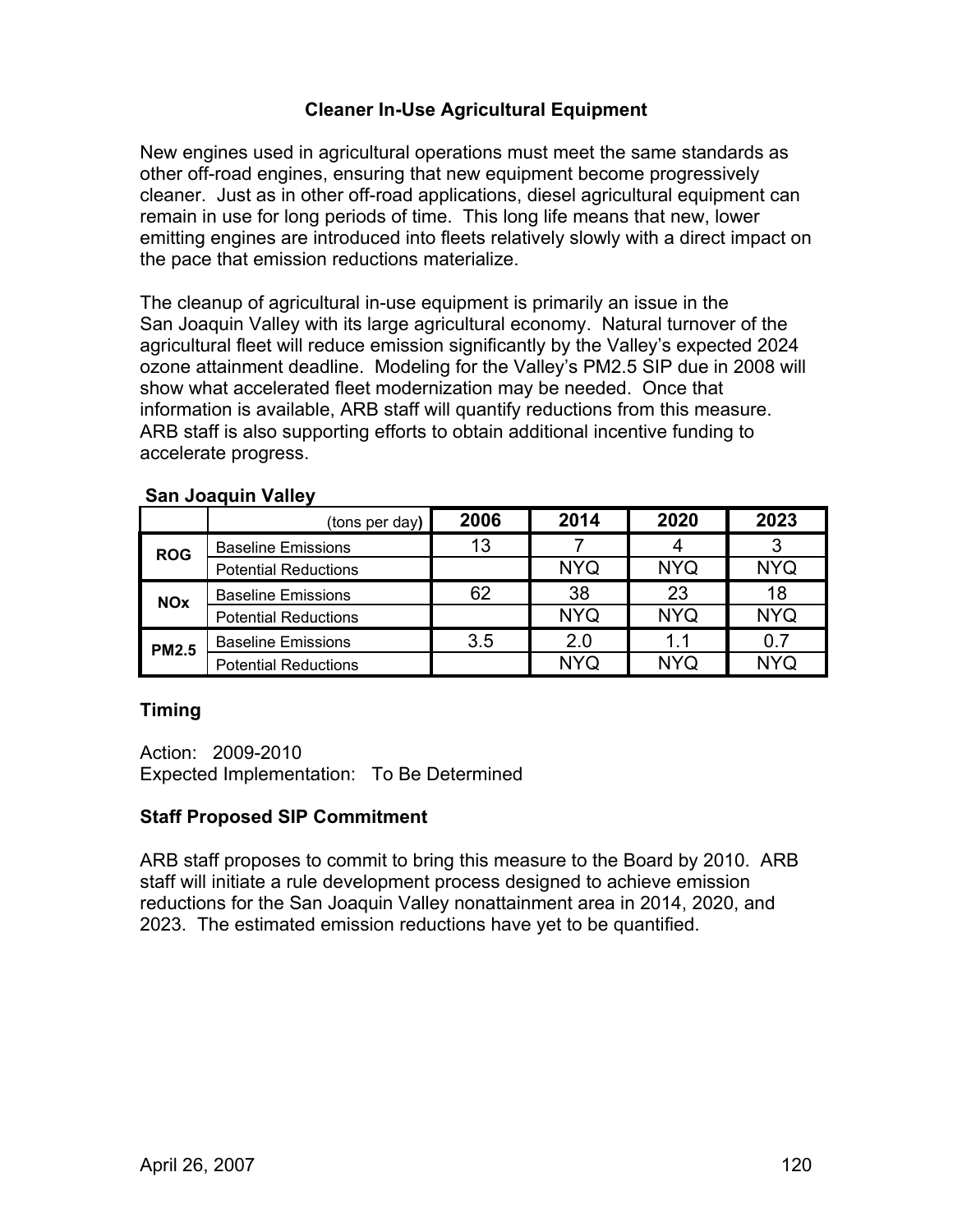## Cleaner In-Use Agricultural Equipment

New engines used in agricultural operations must meet the same standards as other off-road engines, ensuring that new equipment become progressively cleaner. Just as in other off-road applications, diesel agricultural equipment can remain in use for long periods of time. This long life means that new, lower emitting engines are introduced into fleets relatively slowly with a direct impact on the pace that emission reductions materialize.

The cleanup of agricultural in-use equipment is primarily an issue in the San Joaquin Valley with its large agricultural economy. Natural turnover of the agricultural fleet will reduce emission significantly by the Valley's expected 2024 ozone attainment deadline. Modeling for the Valley's PM2.5 SIP due in 2008 will show what accelerated fleet modernization may be needed. Once that information is available, ARB staff will quantify reductions from this measure. ARB staff is also supporting efforts to obtain additional incentive funding to accelerate progress.

**San Joaquin Valley**

| | (tons per day) | 2006 | 2014 | 2020 | 2023 |
|---|---|---|---|---|---|
| ROG | Baseline Emissions | 13 | 7 | 4 | 3 |
| | Potential Reductions | | NYQ | NYQ | NYQ |
| NOx | Baseline Emissions | 62 | 38 | 23 | 18 |
| | Potential Reductions | | NYQ | NYQ | NYQ |
| PM2.5 | Baseline Emissions | 3.5 | 2.0 | 1.1 | 0.7 |
| | Potential Reductions | | NYQ | NYQ | NYQ |

### Timing

Action: 2009-2010
Expected Implementation: To Be Determined

### Staff Proposed SIP Commitment

ARB staff proposes to commit to bring this measure to the Board by 2010. ARB staff will initiate a rule development process designed to achieve emission reductions for the San Joaquin Valley nonattainment area in 2014, 2020, and 2023. The estimated emission reductions have yet to be quantified.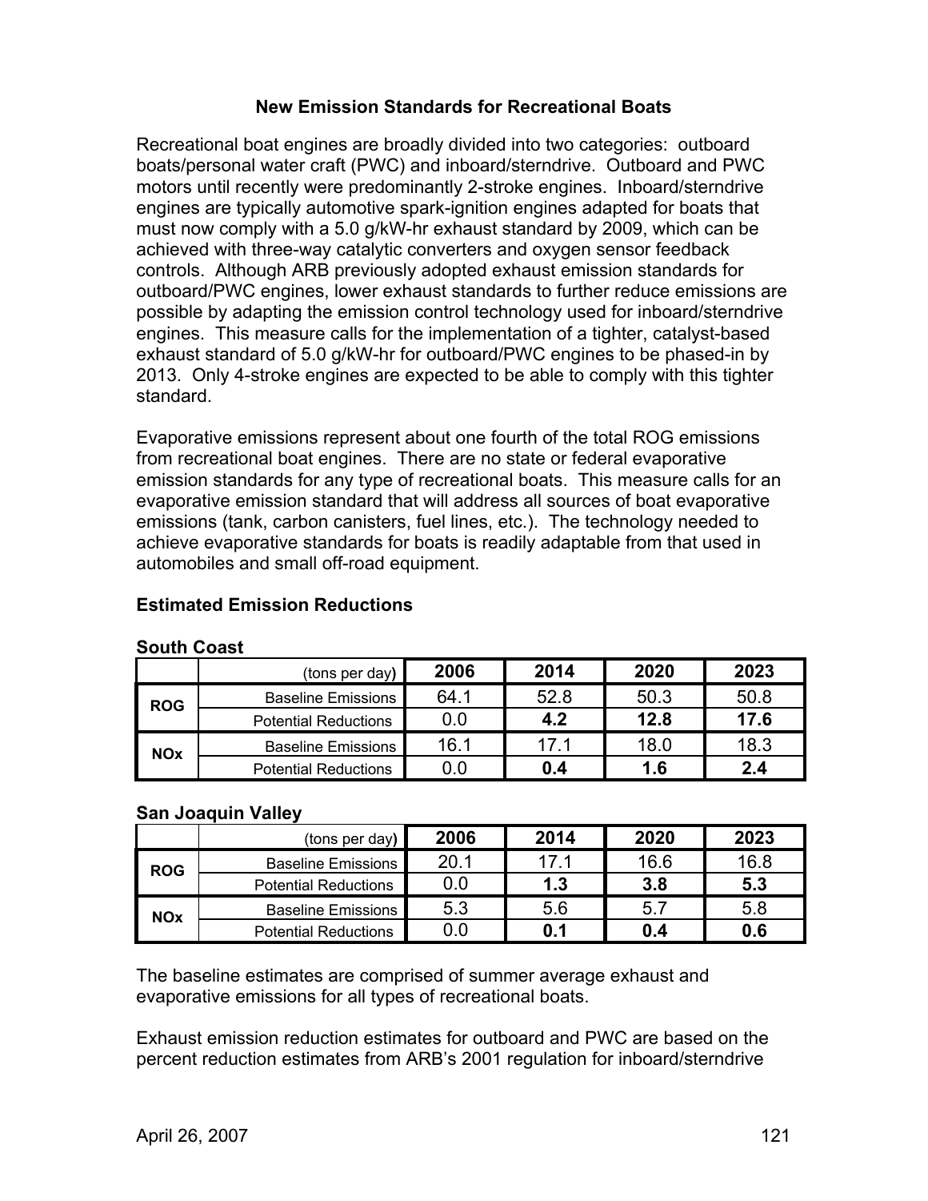### New Emission Standards for Recreational Boats

Recreational boat engines are broadly divided into two categories: outboard boats/personal water craft (PWC) and inboard/sterndrive. Outboard and PWC motors until recently were predominantly 2-stroke engines. Inboard/sterndrive engines are typically automotive spark-ignition engines adapted for boats that must now comply with a 5.0 g/kW-hr exhaust standard by 2009, which can be achieved with three-way catalytic converters and oxygen sensor feedback controls. Although ARB previously adopted exhaust emission standards for outboard/PWC engines, lower exhaust standards to further reduce emissions are possible by adapting the emission control technology used for inboard/sterndrive engines. This measure calls for the implementation of a tighter, catalyst-based exhaust standard of 5.0 g/kW-hr for outboard/PWC engines to be phased-in by 2013. Only 4-stroke engines are expected to be able to comply with this tighter standard.

Evaporative emissions represent about one fourth of the total ROG emissions from recreational boat engines. There are no state or federal evaporative emission standards for any type of recreational boats. This measure calls for an evaporative emission standard that will address all sources of boat evaporative emissions (tank, carbon canisters, fuel lines, etc.). The technology needed to achieve evaporative standards for boats is readily adaptable from that used in automobiles and small off-road equipment.

**Estimated Emission Reductions**

**South Coast**

| | (tons per day) | 2006 | 2014 | 2020 | 2023 |
|---|---|---|---|---|---|
| ROG | Baseline Emissions | 64.1 | 52.8 | 50.3 | 50.8 |
| | Potential Reductions | 0.0 | **4.2** | **12.8** | **17.6** |
| NOx | Baseline Emissions | 16.1 | 17.1 | 18.0 | 18.3 |
| | Potential Reductions | 0.0 | **0.4** | **1.6** | **2.4** |

**San Joaquin Valley**

| | (tons per day) | 2006 | 2014 | 2020 | 2023 |
|---|---|---|---|---|---|
| ROG | Baseline Emissions | 20.1 | 17.1 | 16.6 | 16.8 |
| | Potential Reductions | 0.0 | **1.3** | **3.8** | **5.3** |
| NOx | Baseline Emissions | 5.3 | 5.6 | 5.7 | 5.8 |
| | Potential Reductions | 0.0 | **0.1** | **0.4** | **0.6** |

The baseline estimates are comprised of summer average exhaust and evaporative emissions for all types of recreational boats.

Exhaust emission reduction estimates for outboard and PWC are based on the percent reduction estimates from ARB's 2001 regulation for inboard/sterndrive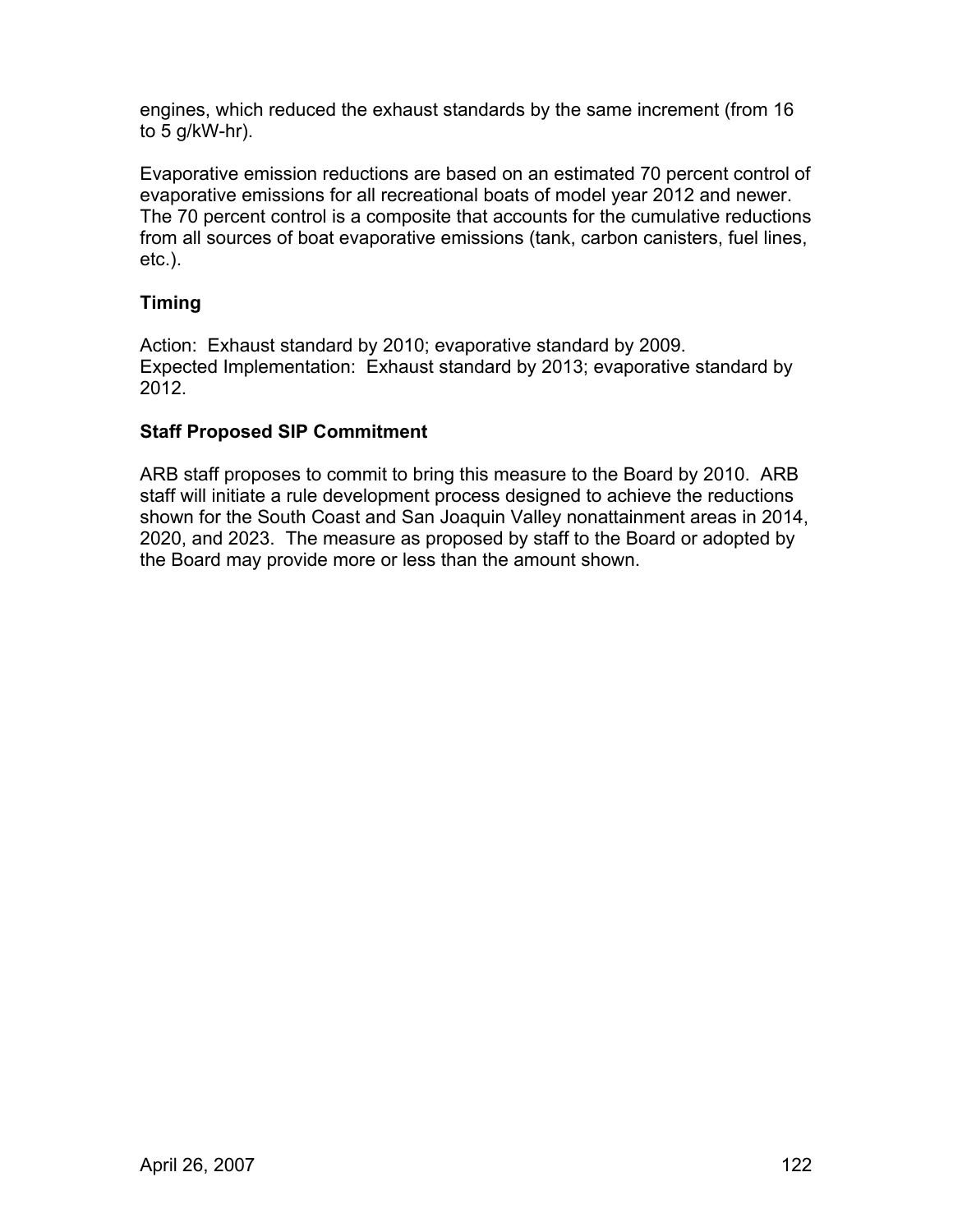engines, which reduced the exhaust standards by the same increment (from 16 to 5 g/kW-hr).

Evaporative emission reductions are based on an estimated 70 percent control of evaporative emissions for all recreational boats of model year 2012 and newer. The 70 percent control is a composite that accounts for the cumulative reductions from all sources of boat evaporative emissions (tank, carbon canisters, fuel lines, etc.).

### Timing

Action: Exhaust standard by 2010; evaporative standard by 2009.
Expected Implementation: Exhaust standard by 2013; evaporative standard by 2012.

### Staff Proposed SIP Commitment

ARB staff proposes to commit to bring this measure to the Board by 2010. ARB staff will initiate a rule development process designed to achieve the reductions shown for the South Coast and San Joaquin Valley nonattainment areas in 2014, 2020, and 2023. The measure as proposed by staff to the Board or adopted by the Board may provide more or less than the amount shown.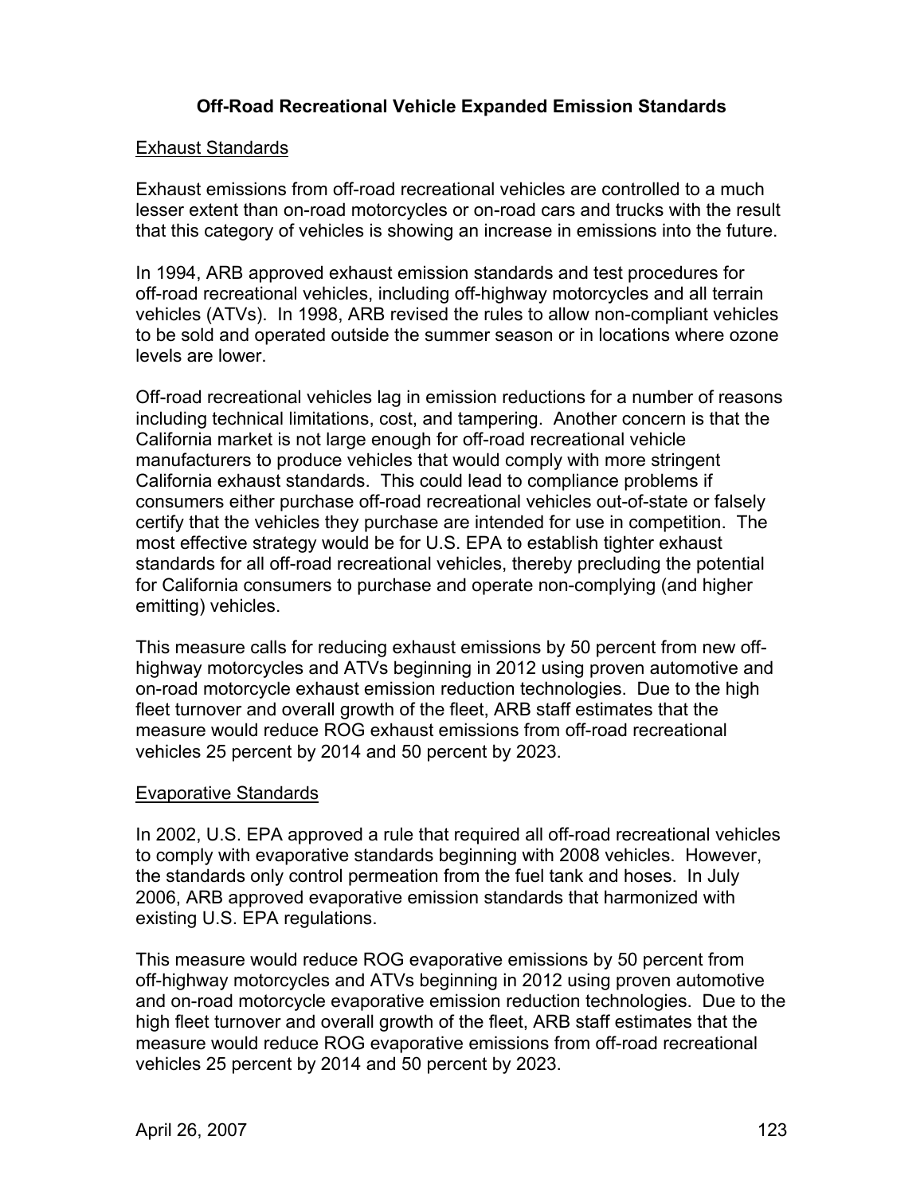## Off-Road Recreational Vehicle Expanded Emission Standards

### Exhaust Standards

Exhaust emissions from off-road recreational vehicles are controlled to a much lesser extent than on-road motorcycles or on-road cars and trucks with the result that this category of vehicles is showing an increase in emissions into the future.

In 1994, ARB approved exhaust emission standards and test procedures for off-road recreational vehicles, including off-highway motorcycles and all terrain vehicles (ATVs). In 1998, ARB revised the rules to allow non-compliant vehicles to be sold and operated outside the summer season or in locations where ozone levels are lower.

Off-road recreational vehicles lag in emission reductions for a number of reasons including technical limitations, cost, and tampering. Another concern is that the California market is not large enough for off-road recreational vehicle manufacturers to produce vehicles that would comply with more stringent California exhaust standards. This could lead to compliance problems if consumers either purchase off-road recreational vehicles out-of-state or falsely certify that the vehicles they purchase are intended for use in competition. The most effective strategy would be for U.S. EPA to establish tighter exhaust standards for all off-road recreational vehicles, thereby precluding the potential for California consumers to purchase and operate non-complying (and higher emitting) vehicles.

This measure calls for reducing exhaust emissions by 50 percent from new off-highway motorcycles and ATVs beginning in 2012 using proven automotive and on-road motorcycle exhaust emission reduction technologies. Due to the high fleet turnover and overall growth of the fleet, ARB staff estimates that the measure would reduce ROG exhaust emissions from off-road recreational vehicles 25 percent by 2014 and 50 percent by 2023.

### Evaporative Standards

In 2002, U.S. EPA approved a rule that required all off-road recreational vehicles to comply with evaporative standards beginning with 2008 vehicles. However, the standards only control permeation from the fuel tank and hoses. In July 2006, ARB approved evaporative emission standards that harmonized with existing U.S. EPA regulations.

This measure would reduce ROG evaporative emissions by 50 percent from off-highway motorcycles and ATVs beginning in 2012 using proven automotive and on-road motorcycle evaporative emission reduction technologies. Due to the high fleet turnover and overall growth of the fleet, ARB staff estimates that the measure would reduce ROG evaporative emissions from off-road recreational vehicles 25 percent by 2014 and 50 percent by 2023.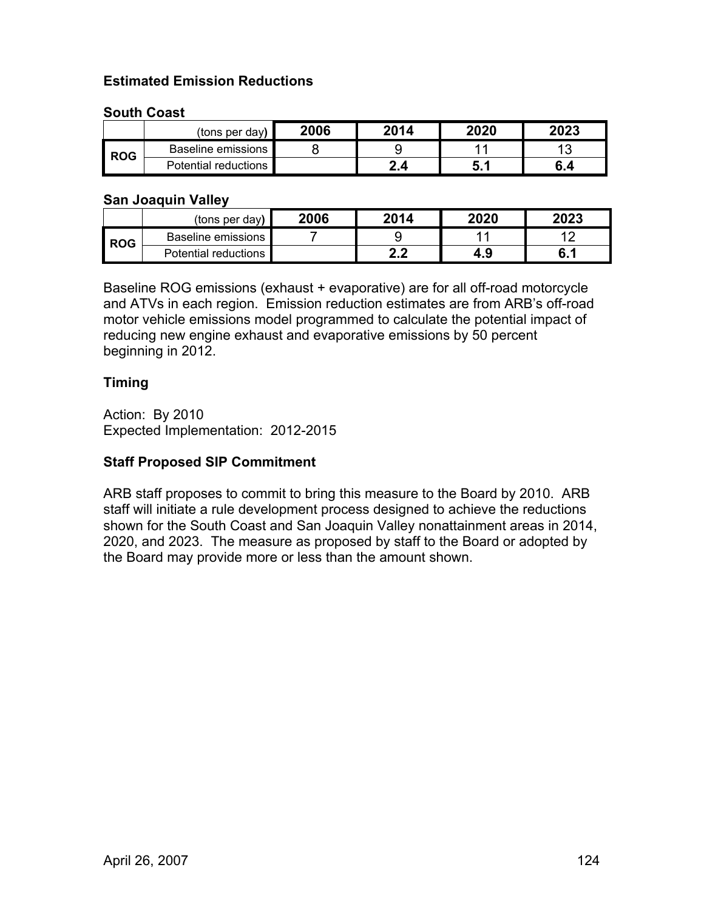### Estimated Emission Reductions

**South Coast**

| | (tons per day) | 2006 | 2014 | 2020 | 2023 |
|---|---|---|---|---|---|
| **ROG** | Baseline emissions | 8 | 9 | 11 | 13 |
| | Potential reductions | | **2.4** | **5.1** | **6.4** |

**San Joaquin Valley**

| | (tons per day) | 2006 | 2014 | 2020 | 2023 |
|---|---|---|---|---|---|
| **ROG** | Baseline emissions | 7 | 9 | 11 | 12 |
| | Potential reductions | | **2.2** | **4.9** | **6.1** |

Baseline ROG emissions (exhaust + evaporative) are for all off-road motorcycle and ATVs in each region. Emission reduction estimates are from ARB's off-road motor vehicle emissions model programmed to calculate the potential impact of reducing new engine exhaust and evaporative emissions by 50 percent beginning in 2012.

### Timing

Action: By 2010
Expected Implementation: 2012-2015

### Staff Proposed SIP Commitment

ARB staff proposes to commit to bring this measure to the Board by 2010. ARB staff will initiate a rule development process designed to achieve the reductions shown for the South Coast and San Joaquin Valley nonattainment areas in 2014, 2020, and 2023. The measure as proposed by staff to the Board or adopted by the Board may provide more or less than the amount shown.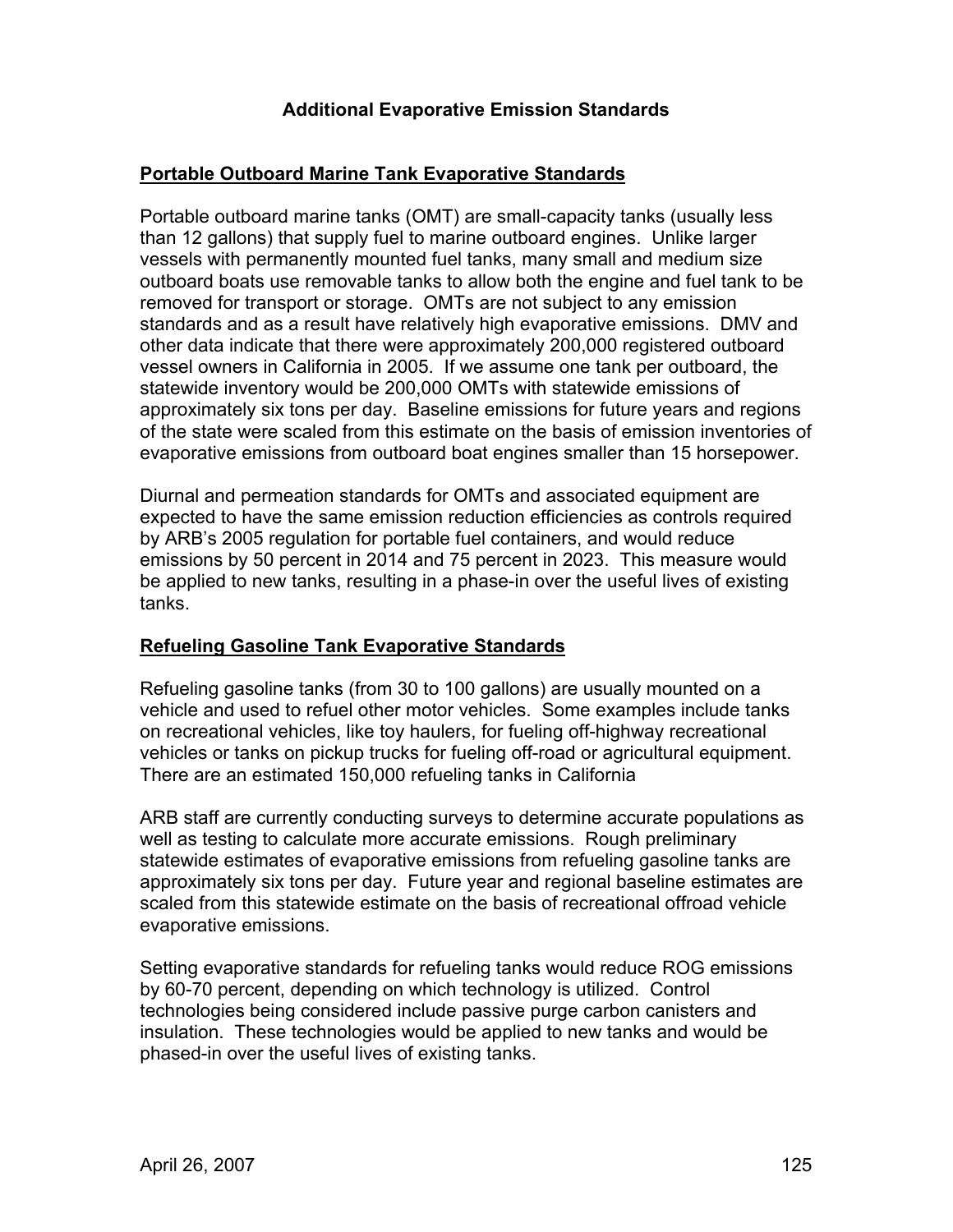# Additional Evaporative Emission Standards

## Portable Outboard Marine Tank Evaporative Standards

Portable outboard marine tanks (OMT) are small-capacity tanks (usually less than 12 gallons) that supply fuel to marine outboard engines. Unlike larger vessels with permanently mounted fuel tanks, many small and medium size outboard boats use removable tanks to allow both the engine and fuel tank to be removed for transport or storage. OMTs are not subject to any emission standards and as a result have relatively high evaporative emissions. DMV and other data indicate that there were approximately 200,000 registered outboard vessel owners in California in 2005. If we assume one tank per outboard, the statewide inventory would be 200,000 OMTs with statewide emissions of approximately six tons per day. Baseline emissions for future years and regions of the state were scaled from this estimate on the basis of emission inventories of evaporative emissions from outboard boat engines smaller than 15 horsepower.

Diurnal and permeation standards for OMTs and associated equipment are expected to have the same emission reduction efficiencies as controls required by ARB's 2005 regulation for portable fuel containers, and would reduce emissions by 50 percent in 2014 and 75 percent in 2023. This measure would be applied to new tanks, resulting in a phase-in over the useful lives of existing tanks.

## Refueling Gasoline Tank Evaporative Standards

Refueling gasoline tanks (from 30 to 100 gallons) are usually mounted on a vehicle and used to refuel other motor vehicles. Some examples include tanks on recreational vehicles, like toy haulers, for fueling off-highway recreational vehicles or tanks on pickup trucks for fueling off-road or agricultural equipment. There are an estimated 150,000 refueling tanks in California

ARB staff are currently conducting surveys to determine accurate populations as well as testing to calculate more accurate emissions. Rough preliminary statewide estimates of evaporative emissions from refueling gasoline tanks are approximately six tons per day. Future year and regional baseline estimates are scaled from this statewide estimate on the basis of recreational offroad vehicle evaporative emissions.

Setting evaporative standards for refueling tanks would reduce ROG emissions by 60-70 percent, depending on which technology is utilized. Control technologies being considered include passive purge carbon canisters and insulation. These technologies would be applied to new tanks and would be phased-in over the useful lives of existing tanks.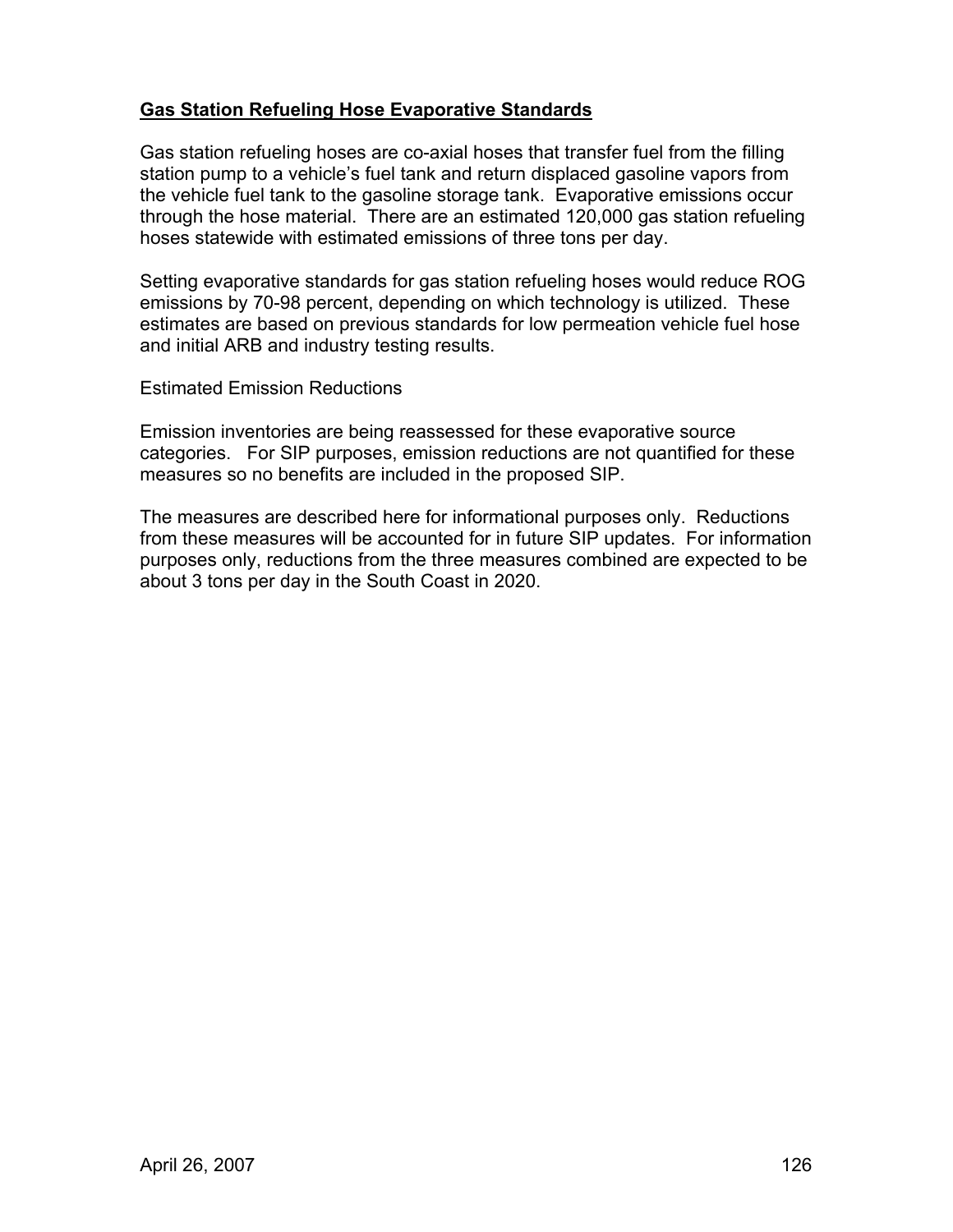## <u>Gas Station Refueling Hose Evaporative Standards</u>

Gas station refueling hoses are co-axial hoses that transfer fuel from the filling station pump to a vehicle's fuel tank and return displaced gasoline vapors from the vehicle fuel tank to the gasoline storage tank. Evaporative emissions occur through the hose material. There are an estimated 120,000 gas station refueling hoses statewide with estimated emissions of three tons per day.

Setting evaporative standards for gas station refueling hoses would reduce ROG emissions by 70-98 percent, depending on which technology is utilized. These estimates are based on previous standards for low permeation vehicle fuel hose and initial ARB and industry testing results.

Estimated Emission Reductions

Emission inventories are being reassessed for these evaporative source categories. For SIP purposes, emission reductions are not quantified for these measures so no benefits are included in the proposed SIP.

The measures are described here for informational purposes only. Reductions from these measures will be accounted for in future SIP updates. For information purposes only, reductions from the three measures combined are expected to be about 3 tons per day in the South Coast in 2020.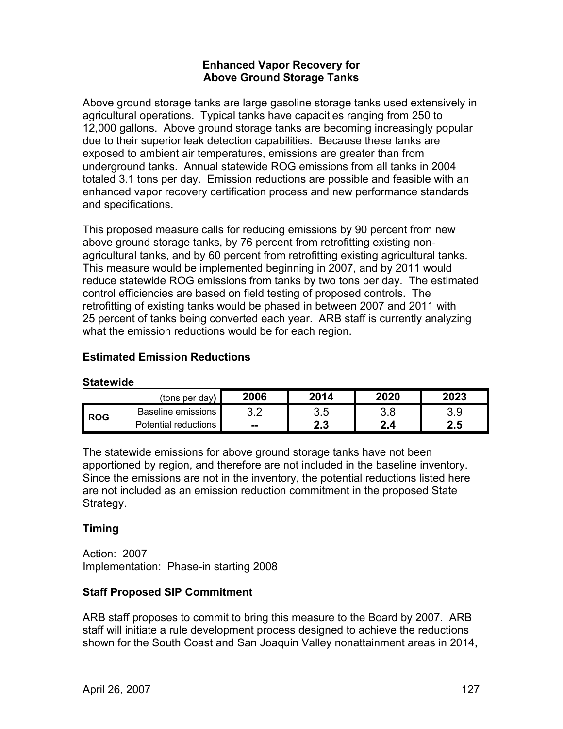## Enhanced Vapor Recovery for Above Ground Storage Tanks

Above ground storage tanks are large gasoline storage tanks used extensively in agricultural operations. Typical tanks have capacities ranging from 250 to 12,000 gallons. Above ground storage tanks are becoming increasingly popular due to their superior leak detection capabilities. Because these tanks are exposed to ambient air temperatures, emissions are greater than from underground tanks. Annual statewide ROG emissions from all tanks in 2004 totaled 3.1 tons per day. Emission reductions are possible and feasible with an enhanced vapor recovery certification process and new performance standards and specifications.

This proposed measure calls for reducing emissions by 90 percent from new above ground storage tanks, by 76 percent from retrofitting existing non-agricultural tanks, and by 60 percent from retrofitting existing agricultural tanks. This measure would be implemented beginning in 2007, and by 2011 would reduce statewide ROG emissions from tanks by two tons per day. The estimated control efficiencies are based on field testing of proposed controls. The retrofitting of existing tanks would be phased in between 2007 and 2011 with 25 percent of tanks being converted each year. ARB staff is currently analyzing what the emission reductions would be for each region.

### Estimated Emission Reductions

**Statewide**

| | (tons per day) | 2006 | 2014 | 2020 | 2023 |
|---|---|---|---|---|---|
| ROG | Baseline emissions | 3.2 | 3.5 | 3.8 | 3.9 |
| | Potential reductions | -- | **2.3** | **2.4** | **2.5** |

The statewide emissions for above ground storage tanks have not been apportioned by region, and therefore are not included in the baseline inventory. Since the emissions are not in the inventory, the potential reductions listed here are not included as an emission reduction commitment in the proposed State Strategy.

### Timing

Action: 2007
Implementation: Phase-in starting 2008

### Staff Proposed SIP Commitment

ARB staff proposes to commit to bring this measure to the Board by 2007. ARB staff will initiate a rule development process designed to achieve the reductions shown for the South Coast and San Joaquin Valley nonattainment areas in 2014,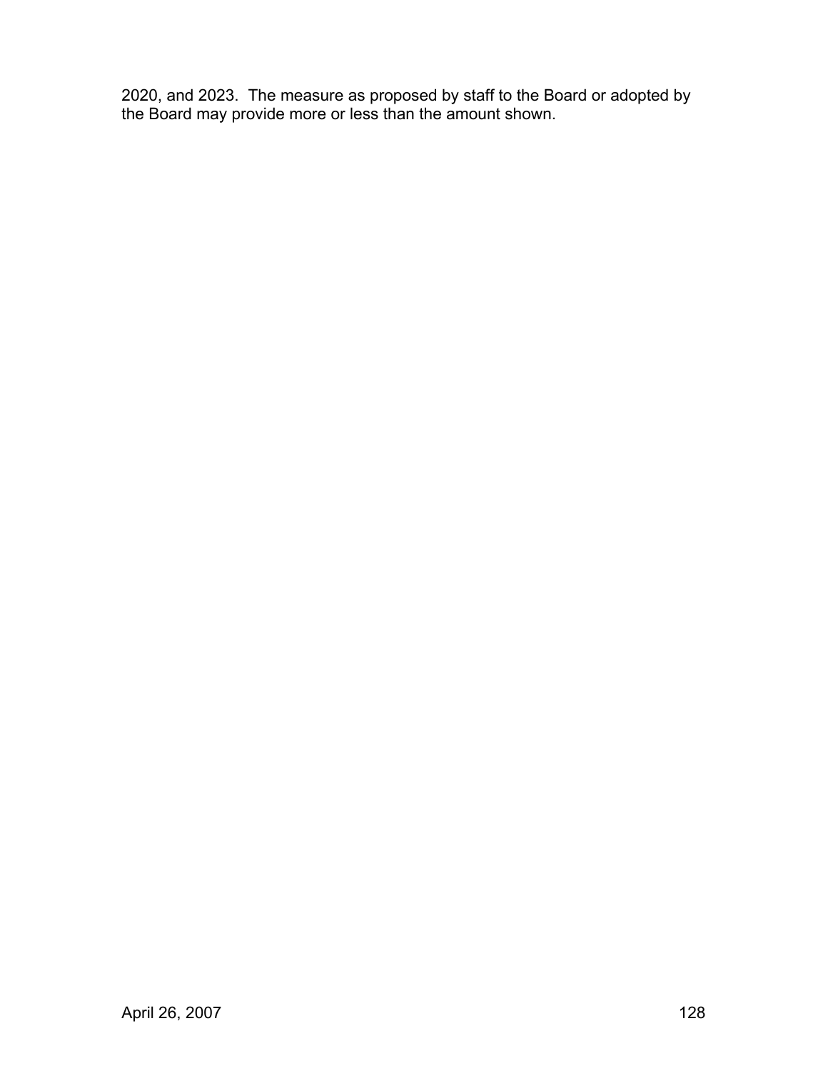2020, and 2023. The measure as proposed by staff to the Board or adopted by the Board may provide more or less than the amount shown.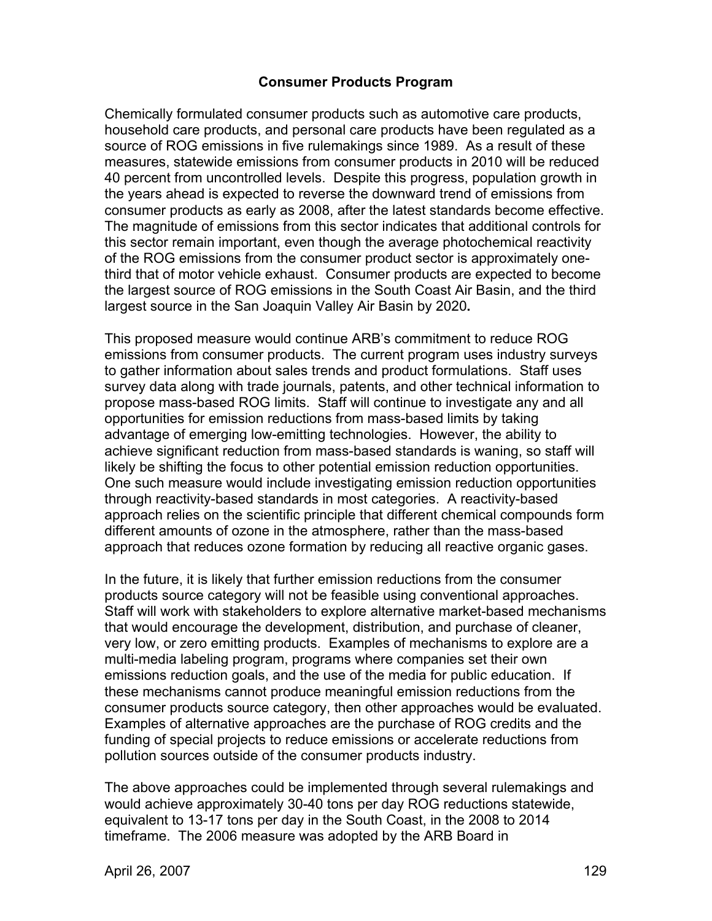## Consumer Products Program

Chemically formulated consumer products such as automotive care products, household care products, and personal care products have been regulated as a source of ROG emissions in five rulemakings since 1989. As a result of these measures, statewide emissions from consumer products in 2010 will be reduced 40 percent from uncontrolled levels. Despite this progress, population growth in the years ahead is expected to reverse the downward trend of emissions from consumer products as early as 2008, after the latest standards become effective. The magnitude of emissions from this sector indicates that additional controls for this sector remain important, even though the average photochemical reactivity of the ROG emissions from the consumer product sector is approximately one-third that of motor vehicle exhaust. Consumer products are expected to become the largest source of ROG emissions in the South Coast Air Basin, and the third largest source in the San Joaquin Valley Air Basin by 2020.

This proposed measure would continue ARB's commitment to reduce ROG emissions from consumer products. The current program uses industry surveys to gather information about sales trends and product formulations. Staff uses survey data along with trade journals, patents, and other technical information to propose mass-based ROG limits. Staff will continue to investigate any and all opportunities for emission reductions from mass-based limits by taking advantage of emerging low-emitting technologies. However, the ability to achieve significant reduction from mass-based standards is waning, so staff will likely be shifting the focus to other potential emission reduction opportunities. One such measure would include investigating emission reduction opportunities through reactivity-based standards in most categories. A reactivity-based approach relies on the scientific principle that different chemical compounds form different amounts of ozone in the atmosphere, rather than the mass-based approach that reduces ozone formation by reducing all reactive organic gases.

In the future, it is likely that further emission reductions from the consumer products source category will not be feasible using conventional approaches. Staff will work with stakeholders to explore alternative market-based mechanisms that would encourage the development, distribution, and purchase of cleaner, very low, or zero emitting products. Examples of mechanisms to explore are a multi-media labeling program, programs where companies set their own emissions reduction goals, and the use of the media for public education. If these mechanisms cannot produce meaningful emission reductions from the consumer products source category, then other approaches would be evaluated. Examples of alternative approaches are the purchase of ROG credits and the funding of special projects to reduce emissions or accelerate reductions from pollution sources outside of the consumer products industry.

The above approaches could be implemented through several rulemakings and would achieve approximately 30-40 tons per day ROG reductions statewide, equivalent to 13-17 tons per day in the South Coast, in the 2008 to 2014 timeframe. The 2006 measure was adopted by the ARB Board in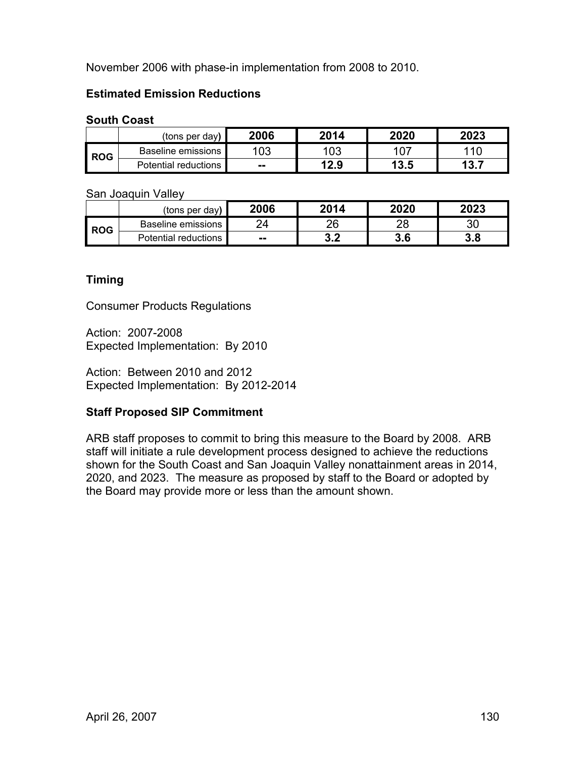November 2006 with phase-in implementation from 2008 to 2010.

### Estimated Emission Reductions

**South Coast**

| | (tons per day) | 2006 | 2014 | 2020 | 2023 |
|---|---|---|---|---|---|
| ROG | Baseline emissions | 103 | 103 | 107 | 110 |
| | Potential reductions | -- | **12.9** | **13.5** | **13.7** |

San Joaquin Valley

| | (tons per day) | 2006 | 2014 | 2020 | 2023 |
|---|---|---|---|---|---|
| ROG | Baseline emissions | 24 | 26 | 28 | 30 |
| | Potential reductions | -- | **3.2** | **3.6** | **3.8** |

### Timing

Consumer Products Regulations

Action: 2007-2008
Expected Implementation: By 2010

Action: Between 2010 and 2012
Expected Implementation: By 2012-2014

### Staff Proposed SIP Commitment

ARB staff proposes to commit to bring this measure to the Board by 2008. ARB staff will initiate a rule development process designed to achieve the reductions shown for the South Coast and San Joaquin Valley nonattainment areas in 2014, 2020, and 2023. The measure as proposed by staff to the Board or adopted by the Board may provide more or less than the amount shown.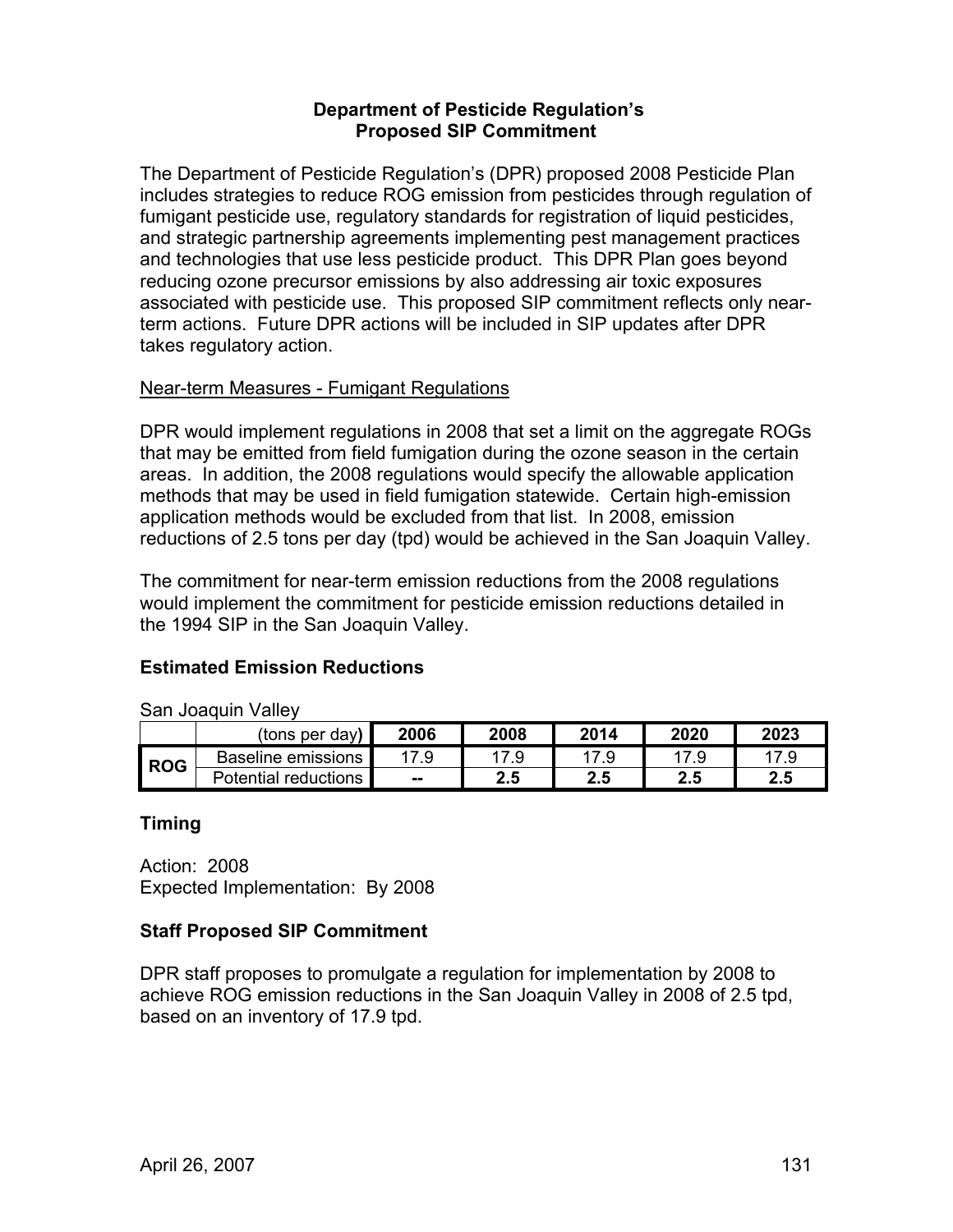# Department of Pesticide Regulation's Proposed SIP Commitment

The Department of Pesticide Regulation's (DPR) proposed 2008 Pesticide Plan includes strategies to reduce ROG emission from pesticides through regulation of fumigant pesticide use, regulatory standards for registration of liquid pesticides, and strategic partnership agreements implementing pest management practices and technologies that use less pesticide product. This DPR Plan goes beyond reducing ozone precursor emissions by also addressing air toxic exposures associated with pesticide use. This proposed SIP commitment reflects only near-term actions. Future DPR actions will be included in SIP updates after DPR takes regulatory action.

Near-term Measures - Fumigant Regulations

DPR would implement regulations in 2008 that set a limit on the aggregate ROGs that may be emitted from field fumigation during the ozone season in the certain areas. In addition, the 2008 regulations would specify the allowable application methods that may be used in field fumigation statewide. Certain high-emission application methods would be excluded from that list. In 2008, emission reductions of 2.5 tons per day (tpd) would be achieved in the San Joaquin Valley.

The commitment for near-term emission reductions from the 2008 regulations would implement the commitment for pesticide emission reductions detailed in the 1994 SIP in the San Joaquin Valley.

## Estimated Emission Reductions

San Joaquin Valley

| | (tons per day) | 2006 | 2008 | 2014 | 2020 | 2023 |
|---|---|---|---|---|---|---|
| ROG | Baseline emissions | 17.9 | 17.9 | 17.9 | 17.9 | 17.9 |
| | Potential reductions | -- | **2.5** | **2.5** | **2.5** | **2.5** |

## Timing

Action: 2008
Expected Implementation: By 2008

## Staff Proposed SIP Commitment

DPR staff proposes to promulgate a regulation for implementation by 2008 to achieve ROG emission reductions in the San Joaquin Valley in 2008 of 2.5 tpd, based on an inventory of 17.9 tpd.